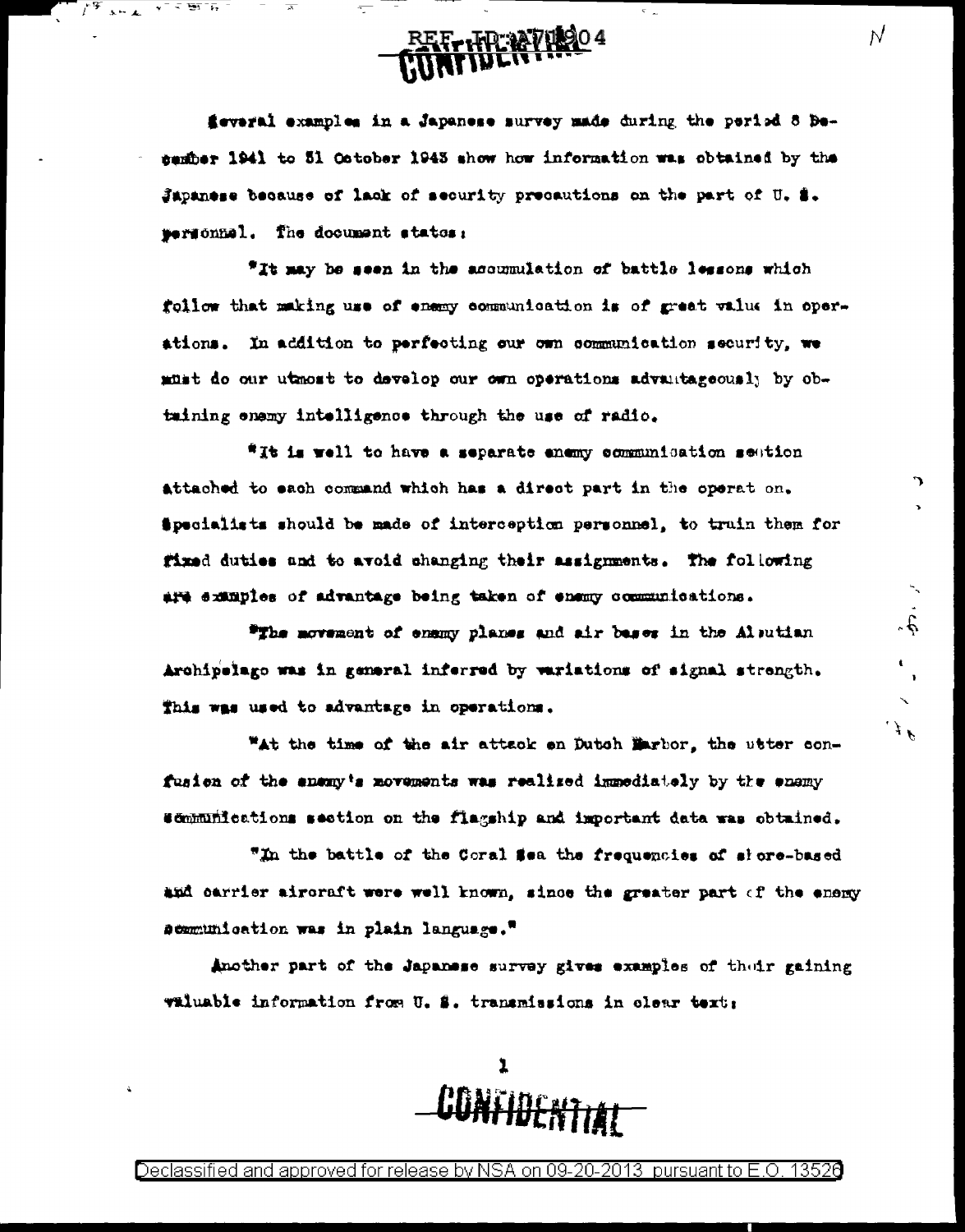Several examples in a Japanese survey made during the period 8 December 1941 to 31 October 1943 show how information was obtained by the Japanese because of lack of security precautions on the part of U. S. personnel. The document states:

"It may be seen in the accumulation of battle lessons which follow that making use of enemy communication is of great value in operations. In addition to perfecting our own communication security, we must do our utmost to develop our own operations advantageously by obtaining enemy intelligence through the use of radio.

"It is well to have a separate enemy communication section attached to each command which has a direct part in the operation. Specialists should be made of interception personnel, to train them for fixed duties and to avoid changing their assignments. The following are examples of advantage being taken of enemy communications.

"The movement of enemy planes and air bases in the Aleutian Archipelago was in general inferred by variations of signal strength. This was used to advantage in operations.

"At the time of the air attack on Dutch Harbor, the utter confusion of the enemy's movements was realized immediately by the enemy communications section on the flagship and important data was obtained.

"In the battle of the Coral Sea the frequencies of shore-based and carrier aircraft were well known, since the greater part of the enemy communication was in plain language."

Another part of the Japanese survey gives examples of their gaining valuable information from U. S. transmissions in clear text: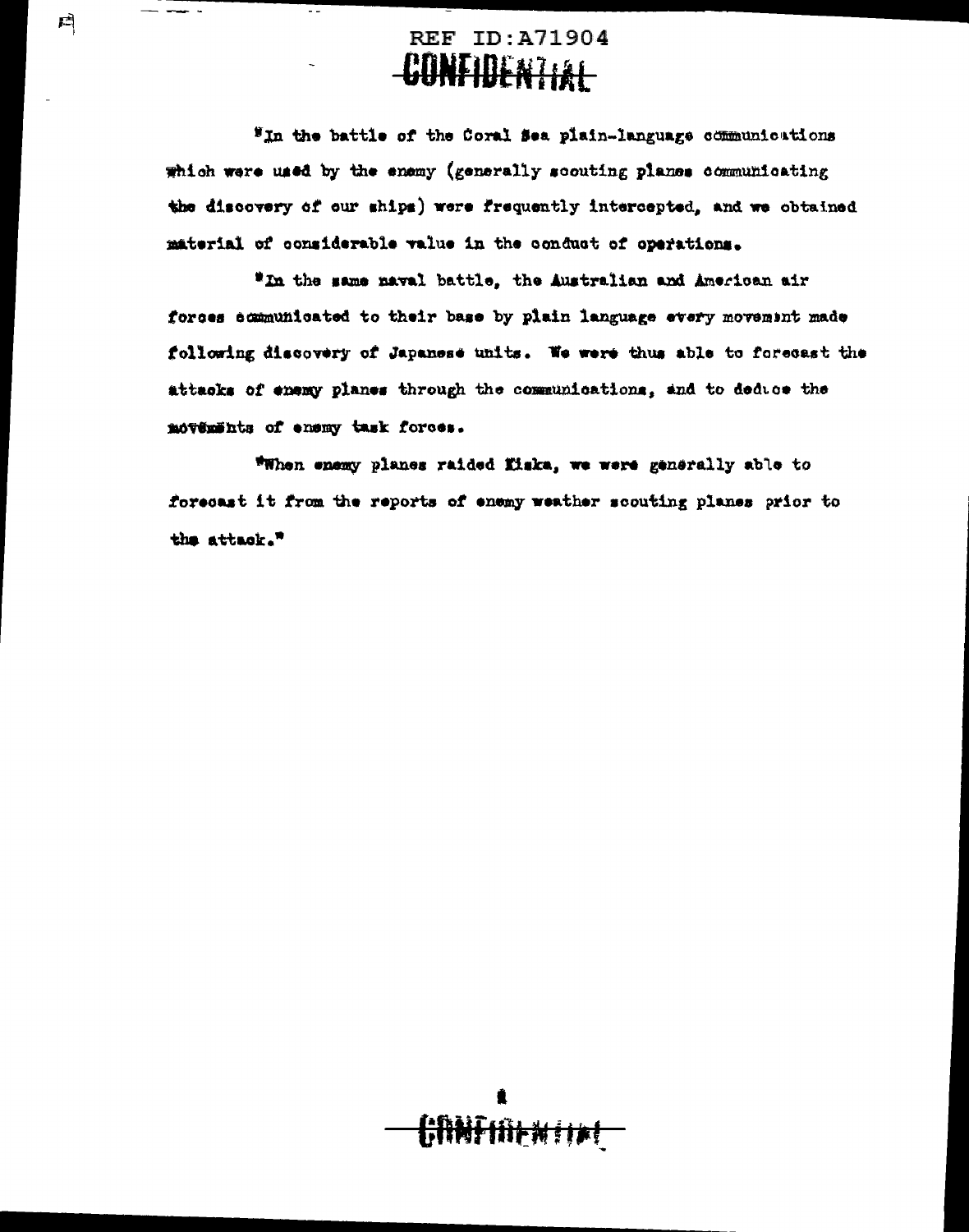"In the battle of the Coral Sea plain-language communications which were used by the enemy (generally scouting planes communicating the discovery of our ships) were frequently intercepted, and we obtained material of considerable value in the conduct of operations.

"In the same naval battle, the Australian and American air forces communicated to their base by plain language every movement made following discovery of Japanese units. We were thus able to forecast the attacks of enemy planes through the communications, and to deduce the movements of enemy task forces.

"When enemy planes raided Kiska, we were generally able to forecast it from the reports of enemy weather scouting planes prior to the attack."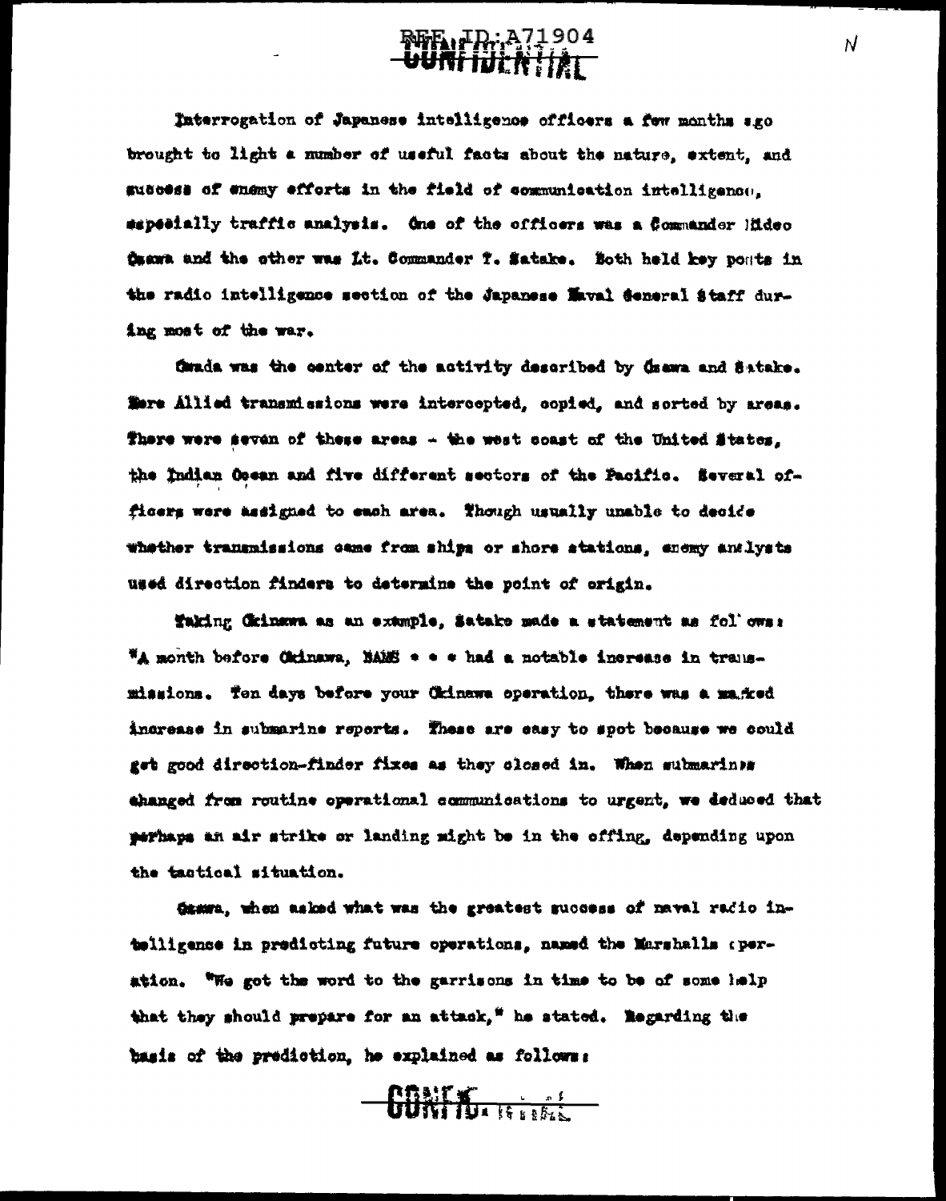Interrogation of Japanese intelligence officers a few months ago brought to light a number of useful facts about the nature, extent, and success of enemy efforts in the field of communication intelligence, especially traffic analysis. One of the officers was a Commander Hideo Ozawa and the other was Lt. Commander T. Satake. Both held key posts in the radio intelligence section of the Japanese Naval General Staff during most of the war.

Owada was the center of the activity described by Ozawa and Satake. Here Allied transmissions were intercepted, copied, and sorted by areas. There were seven of these areas - the west coast of the United States, the Indian Ocean and five different sectors of the Pacific. Several officers were assigned to each area. Though usually unable to decide whether transmissions came from ships or shore stations, enemy analysts used direction finders to determine the point of origin.

Taking Okinawa as an example, Satake made a statement as follows: "A month before Okinawa, NAMS . . . had a notable increase in transmissions. Ten days before your Okinawa operation, there was a marked increase in submarine reports. These are easy to spot because we could get good direction-finder fixes as they closed in. When submarines changed from routine operational communications to urgent, we deduced that perhaps an air strike or landing might be in the offing, depending upon the tactical situation.

Ozawa, when asked what was the greatest success of naval radio intelligence in predicting future operations, named the Marshalls operation. "We got the word to the garrisons in time to be of some help that they should prepare for an attack," he stated. Regarding the basis of the prediction, he explained as follows: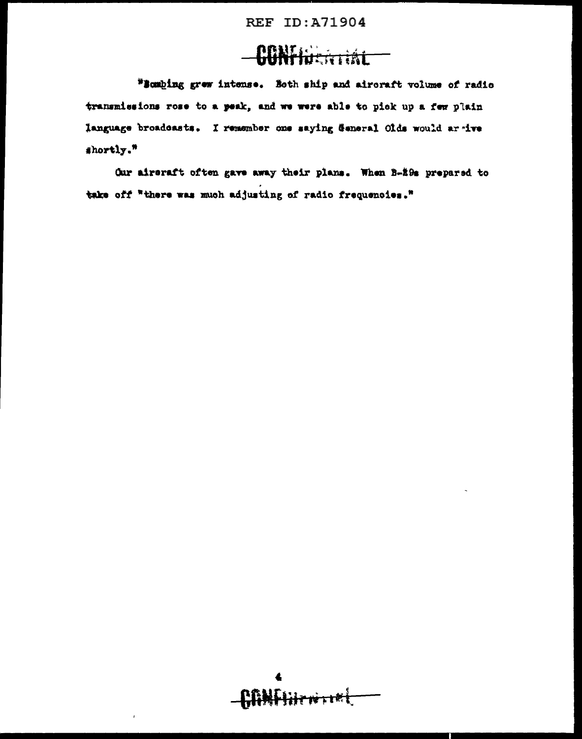"Bombing grew intense. Both ship and aircraft volume of radio transmissions rose to a peak, and we were able to pick up a few plain language broadcasts. I remember one saying General Olds would arrive shortly."

Our aircraft often gave away their plans. When B-29s prepared to take off "there was much adjusting of radio frequencies."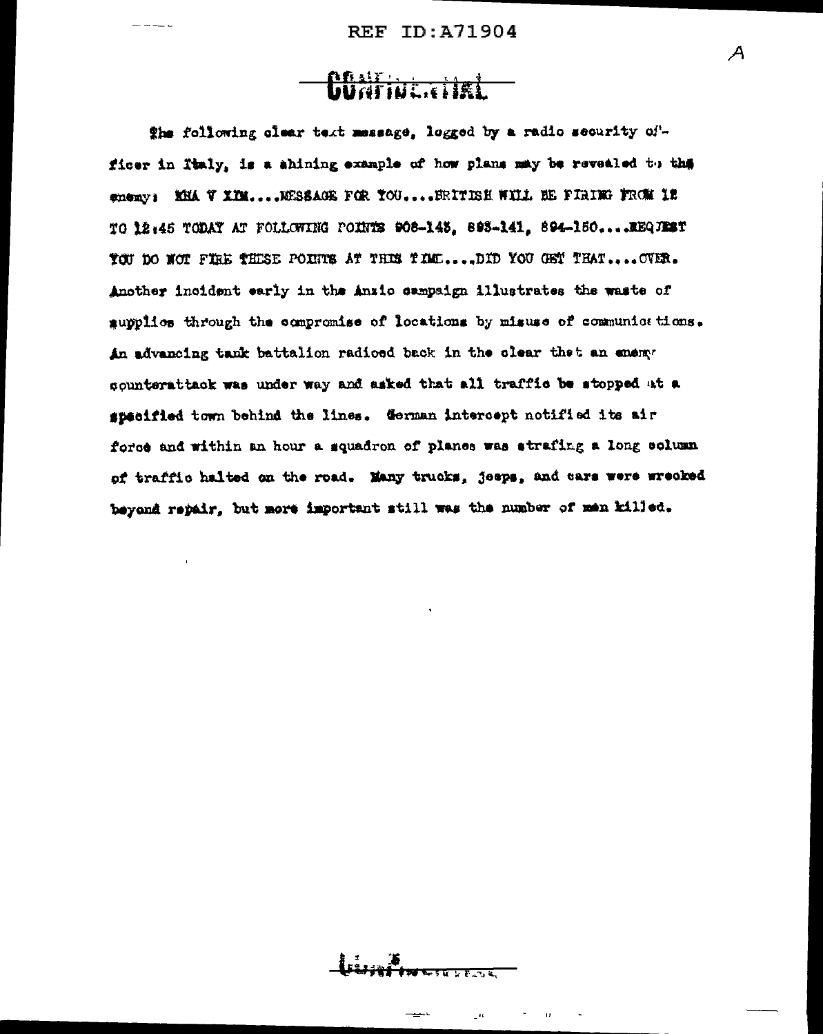# CONFIDENTIAL

The following clear text message, logged by a radio security officer in Italy, is a shining example of how plans may be revealed to the enemy: KHA V XIM....MESSAGE FOR YOU....BRITISH WILL BE FIRING FROM 12 TO 12:45 TODAY AT FOLLOWING POINTS 908-143, 893-141, 894-150....REQUEST YOU DO NOT FIRE THESE POINTS AT THIS TIME....DID YOU GET THAT....OVER. Another incident early in the Anzio campaign illustrates the waste of supplies through the compromise of locations by misuse of communications. An advancing tank battalion radioed back in the clear that an enemy counterattack was under way and asked that all traffic be stopped at a specified town behind the lines. German intercept notified its air force and within an hour a squadron of planes was strafing a long column of traffic halted on the road. Many trucks, jeeps, and cars were wrecked beyond repair, but more important still was the number of men killed.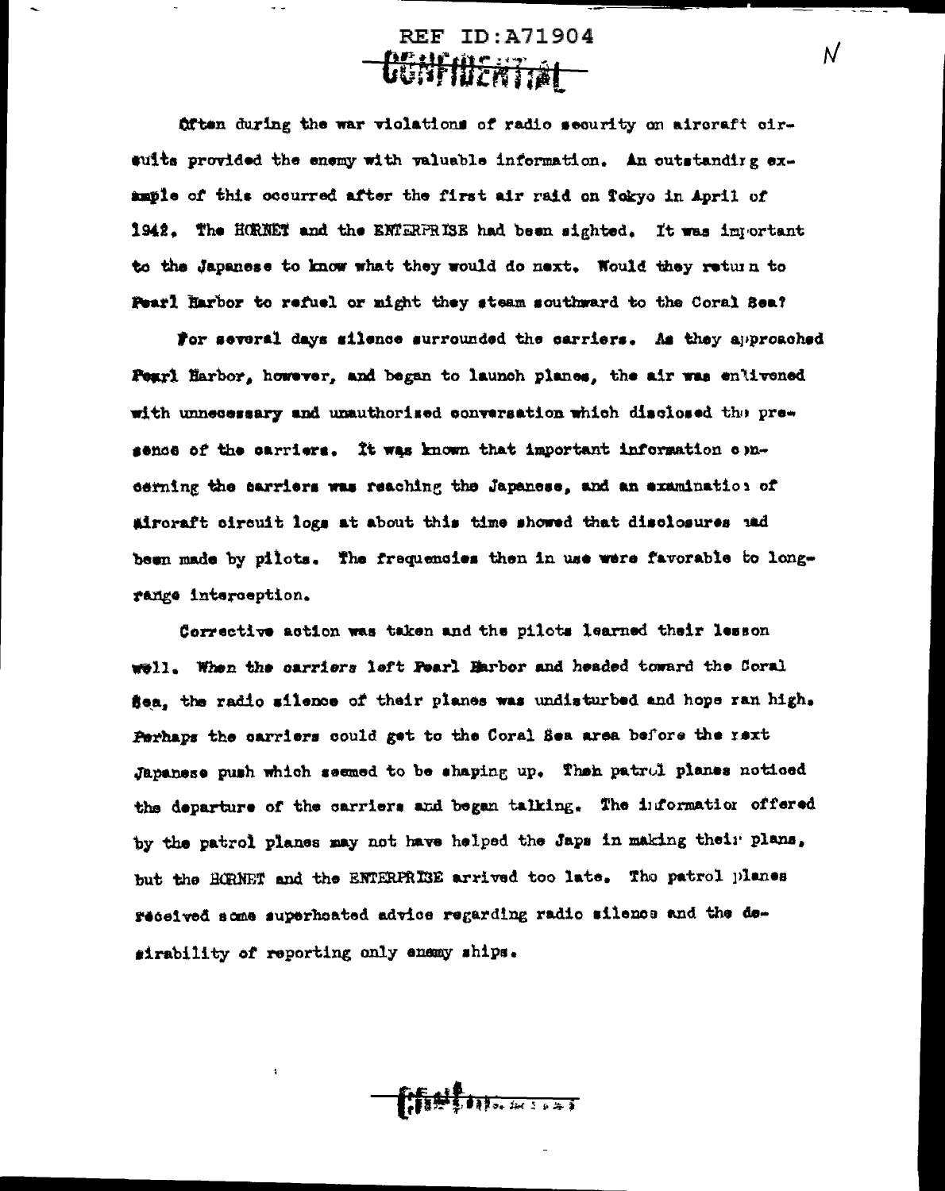Often during the war violations of radio security on aircraft circuits provided the enemy with valuable information. An outstanding example of this occurred after the first air raid on Tokyo in April of 1942. The HORNET and the ENTERPRISE had been sighted. It was important to the Japanese to know what they would do next. Would they return to Pearl Harbor to refuel or might they steam southward to the Coral Sea?

For several days silence surrounded the carriers. As they approached Pearl Harbor, however, and began to launch planes, the air was enlivened with unnecessary and unauthorized conversation which disclosed the presence of the carriers. It was known that important information concerning the carriers was reaching the Japanese, and an examination of aircraft circuit logs at about this time showed that disclosures had been made by pilots. The frequencies then in use were favorable to long-range interception.

Corrective action was taken and the pilots learned their lesson well. When the carriers left Pearl Harbor and headed toward the Coral Sea, the radio silence of their planes was undisturbed and hope ran high. Perhaps the carriers could get to the Coral Sea area before the next Japanese push which seemed to be shaping up. Then patrol planes noticed the departure of the carriers and began talking. The information offered by the patrol planes may not have helped the Japs in making their plans, but the HORNET and the ENTERPRISE arrived too late. The patrol planes received some superheated advice regarding radio silence and the desirability of reporting only enemy ships.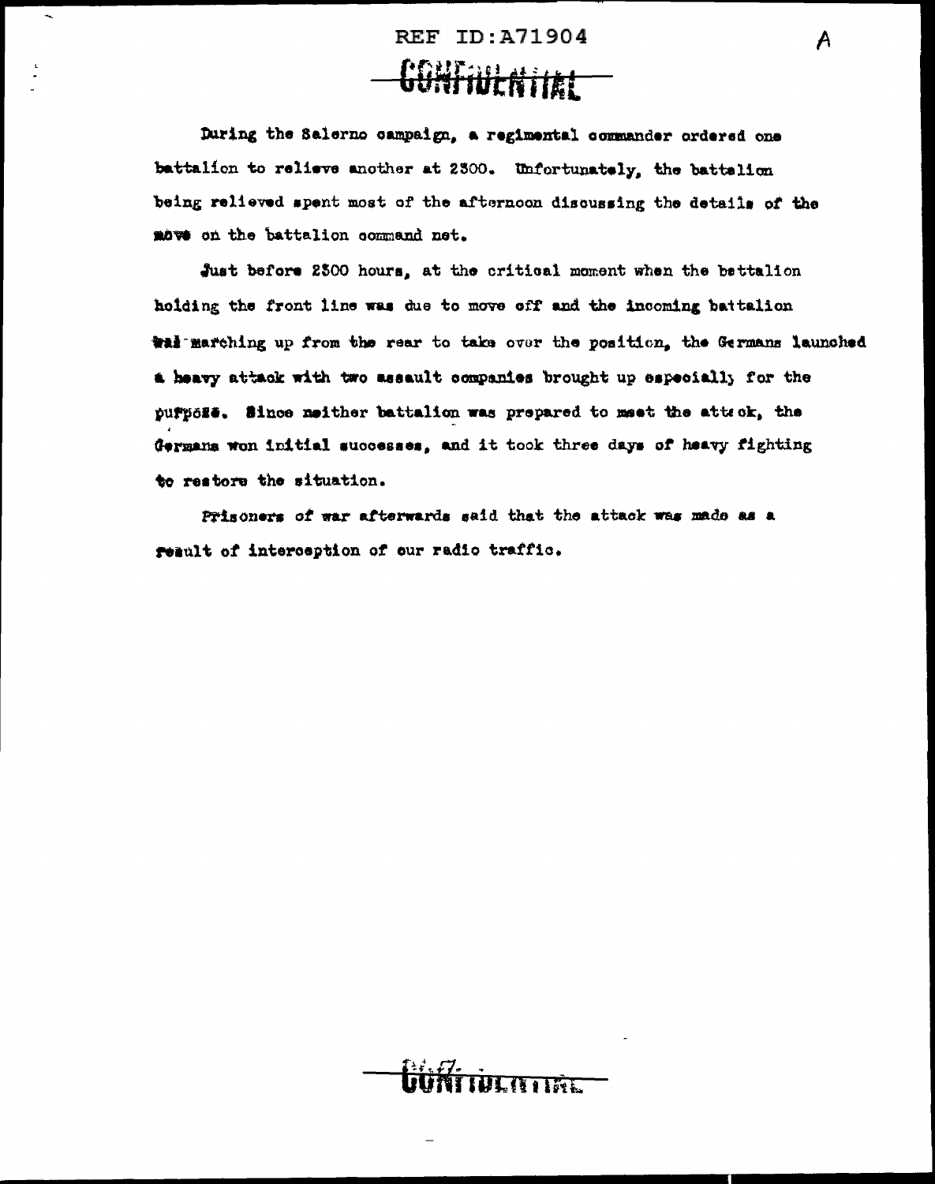During the Salerno campaign, a regimental commander ordered one battalion to relieve another at 2300. Unfortunately, the battalion being relieved spent most of the afternoon discussing the details of the move on the battalion command net.

Just before 2300 hours, at the critical moment when the battalion holding the front line was due to move off and the incoming battalion was marching up from the rear to take over the position, the Germans launched a heavy attack with two assault companies brought up especially for the purpose. Since neither battalion was prepared to meet the attack, the Germans won initial successes, and it took three days of heavy fighting to restore the situation.

Prisoners of war afterwards said that the attack was made as a result of interception of our radio traffic.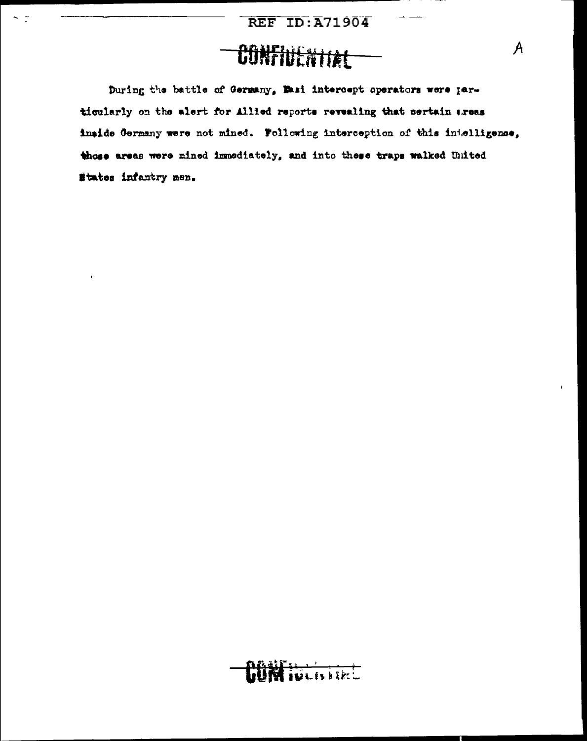CONFIDENTIAL

A

During the battle of Germany, Nazi intercept operators were particularly on the alert for Allied reports revealing that certain areas inside Germany were not mined. Following interception of this intelligence, those areas were mined immediately, and into these traps walked United States infantry men.

CONFIDENTIAL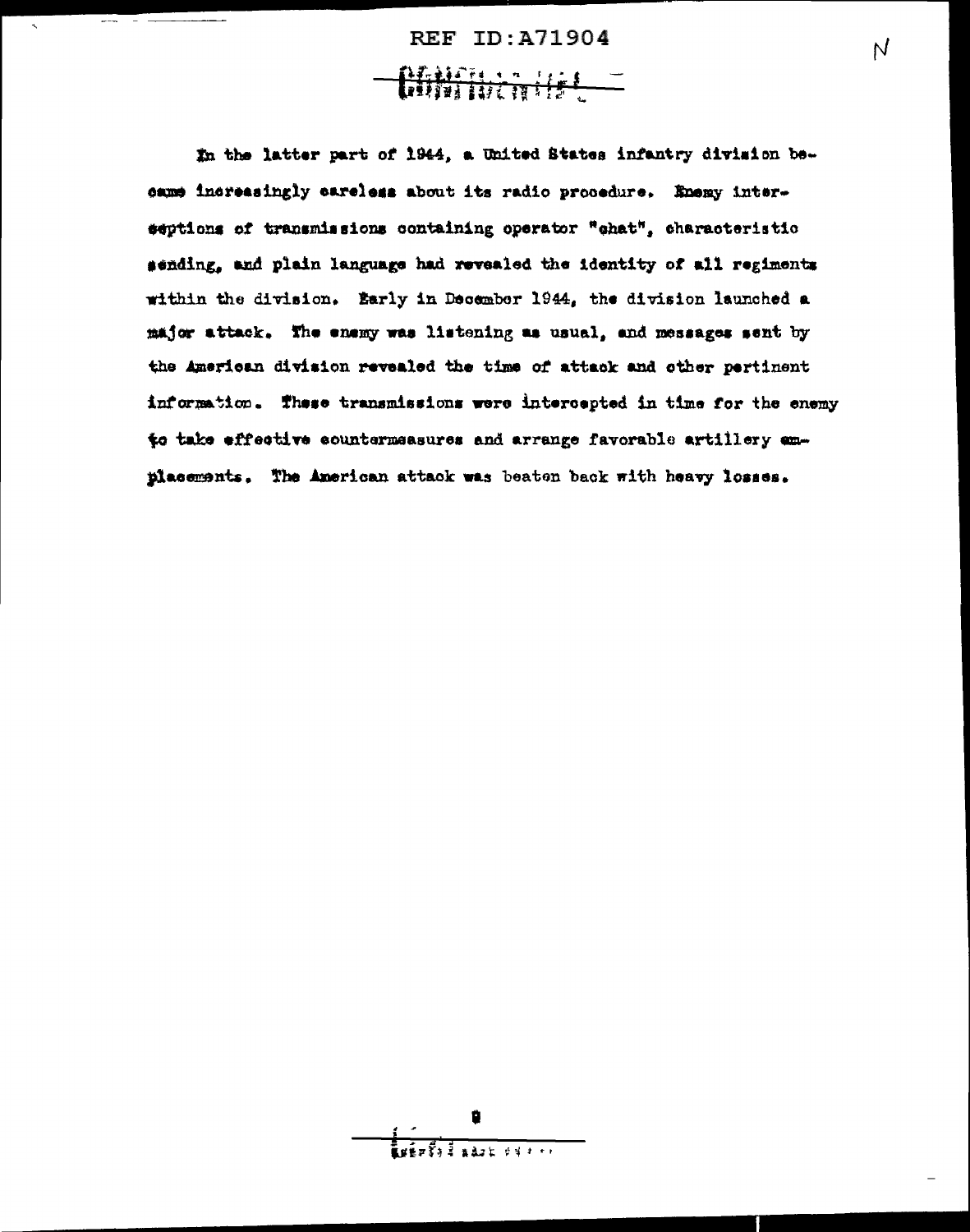In the latter part of 1944, a United States infantry division became increasingly careless about its radio procedure. Enemy interceptions of transmissions containing operator "chat", characteristic sending, and plain language had revealed the identity of all regiments within the division. Early in December 1944, the division launched a major attack. The enemy was listening as usual, and messages sent by the American division revealed the time of attack and other pertinent information. These transmissions were intercepted in time for the enemy to take effective countermeasures and arrange favorable artillery emplacements. The American attack was beaten back with heavy losses.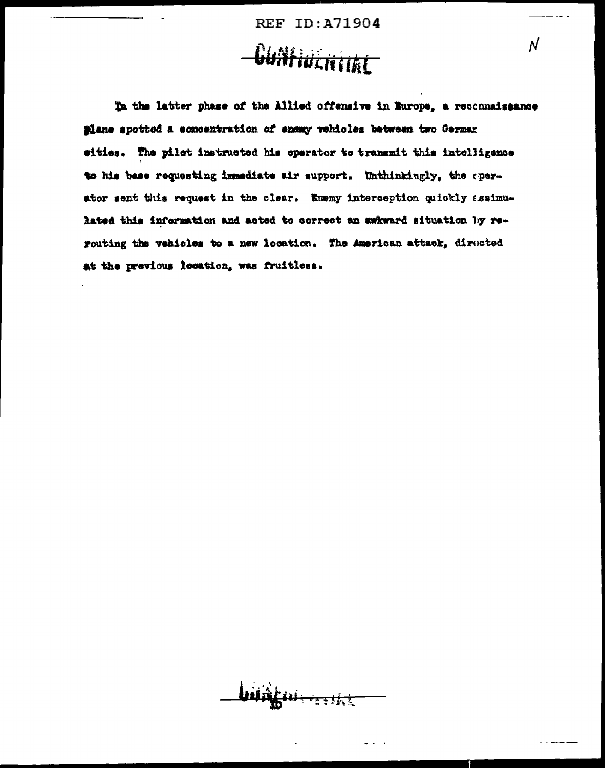In the latter phase of the Allied offensive in Europe, a reconnaissance plane spotted a concentration of enemy vehicles between two German cities. The pilot instructed his operator to transmit this intelligence to his base requesting immediate air support. Unthinkingly, the operator sent this request in the clear. Enemy interception quickly assimulated this information and acted to correct an awkward situation by re-routing the vehicles to a new location. The American attack, directed at the previous location, was fruitless.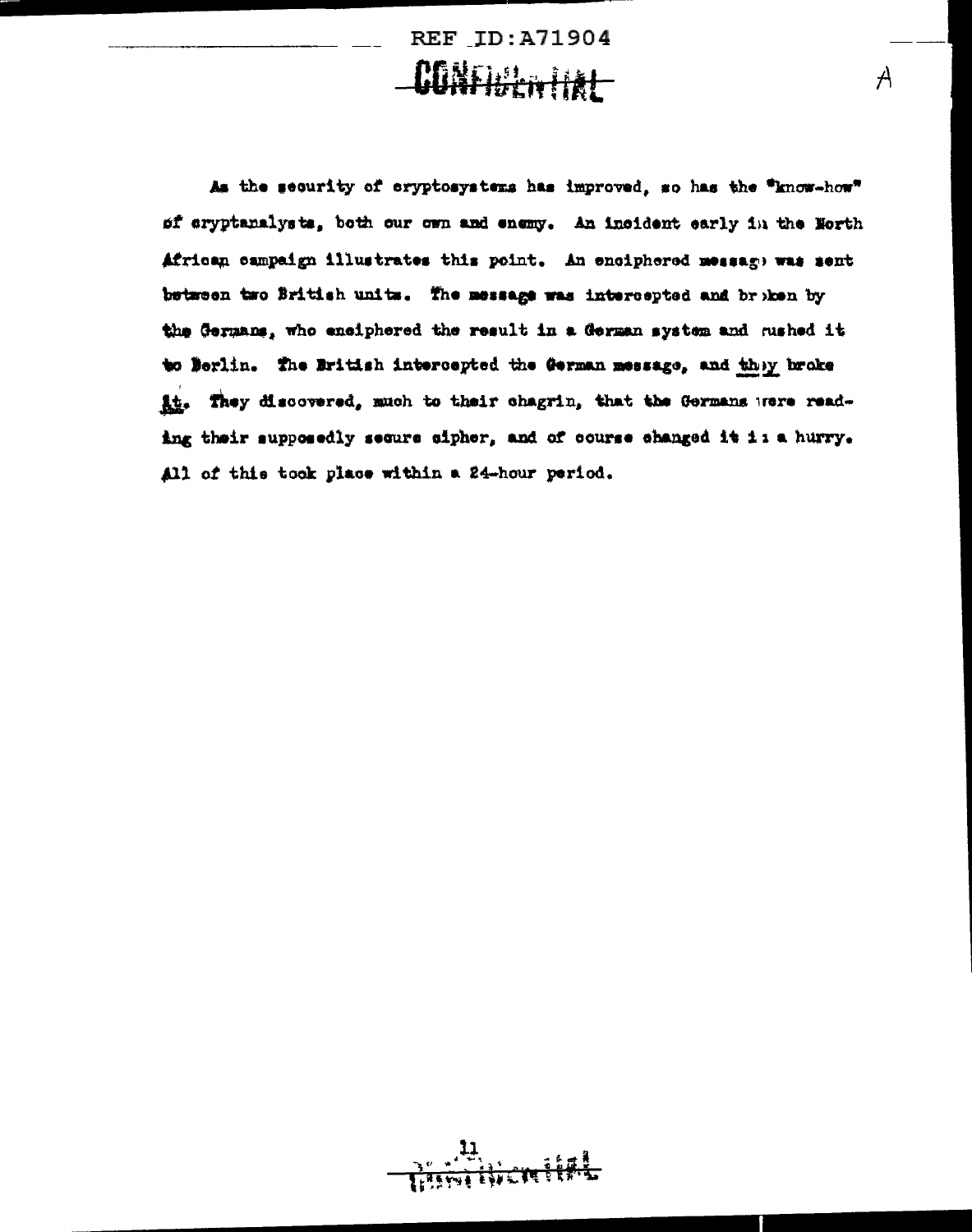As the security of cryptosystems has improved, so has the "know-how" of cryptanalysts, both our own and enemy. An incident early in the North African campaign illustrates this point. An enciphered message was sent between two British units. The message was intercepted and broken by the Germans, who enciphered the result in a German system and rushed it to Berlin. The British intercepted the German message, and they broke it. They discovered, much to their chagrin, that the Germans were reading their supposedly secure cipher, and of course changed it in a hurry. All of this took place within a 24-hour period.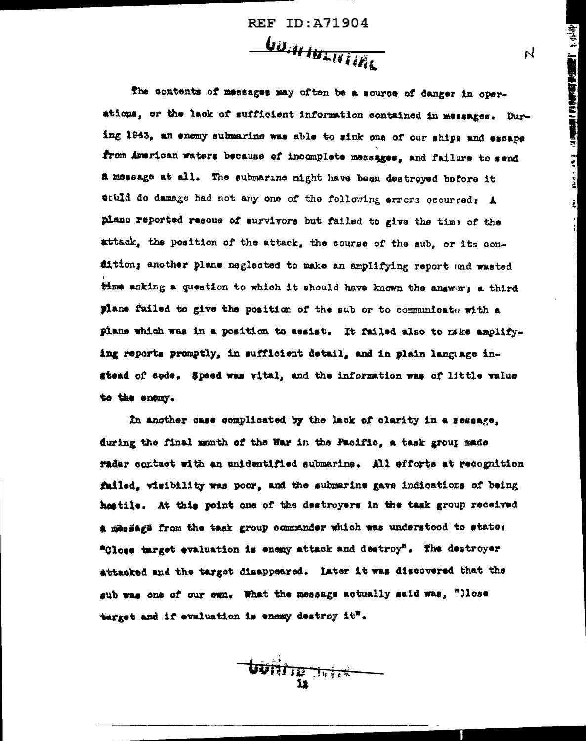The contents of messages may often be a source of danger in operations, or the lack of sufficient information contained in messages. During 1943, an enemy submarine was able to sink one of our ships and escape from American waters because of incomplete messages, and failure to send a message at all. The submarine might have been destroyed before it could do damage had not any one of the following errors occurred: A plane reported rescue of survivors but failed to give the time of the attack, the position of the attack, the course of the sub, or its condition; another plane neglected to make an amplifying report and wasted time asking a question to which it should have known the answer; a third plane failed to give the position of the sub or to communicate with a plane which was in a position to assist. It failed also to make amplifying reports promptly, in sufficient detail, and in plain language instead of code. Speed was vital, and the information was of little value to the enemy.

In another case complicated by the lack of clarity in a message, during the final month of the War in the Pacific, a task group made radar contact with an unidentified submarine. All efforts at recognition failed, visibility was poor, and the submarine gave indications of being hostile. At this point one of the destroyers in the task group received a message from the task group commander which was understood to state: "Close target evaluation is enemy attack and destroy". The destroyer attacked and the target disappeared. Later it was discovered that the sub was one of our own. What the message actually said was, "Close target and if evaluation is enemy destroy it".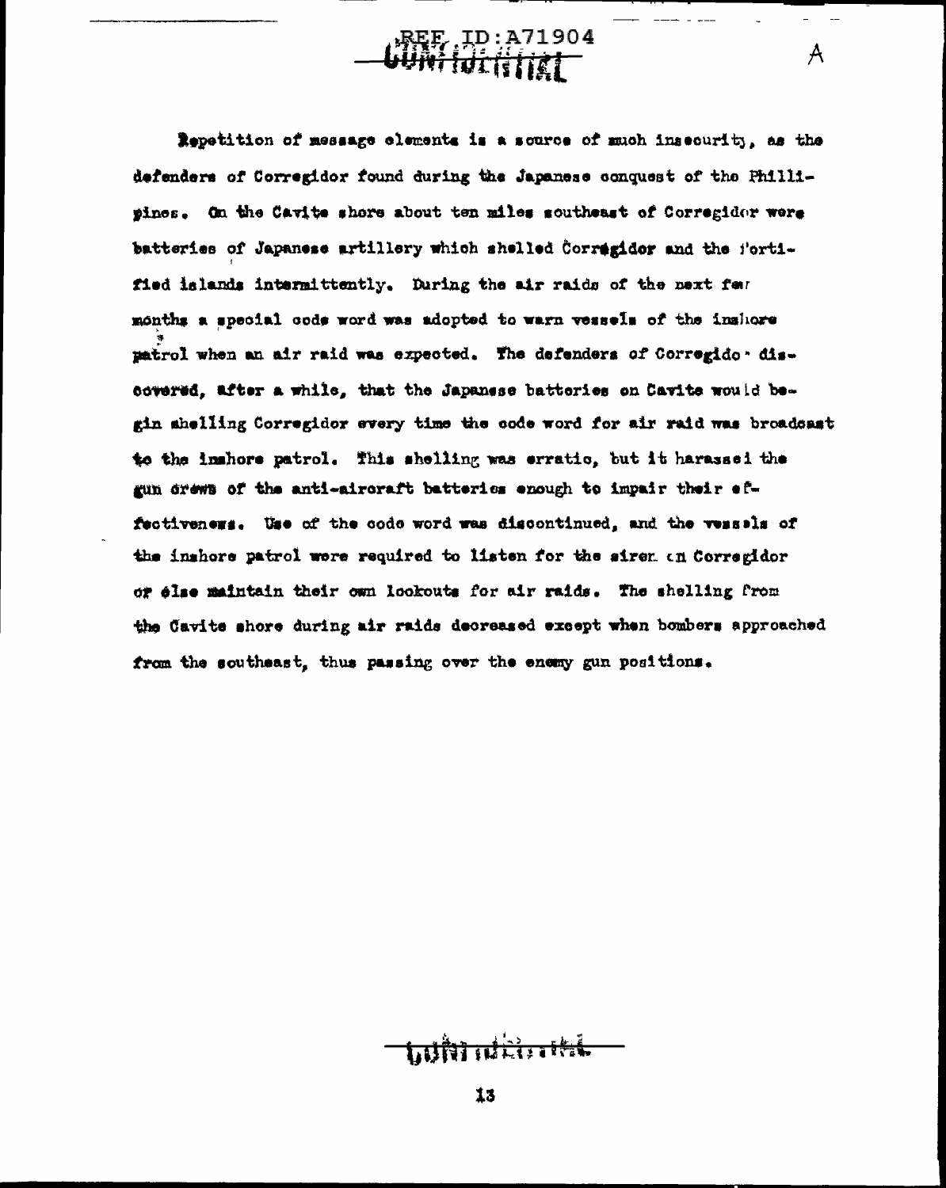Repetition of message elements is a source of much insecurity, as the defenders of Corregidor found during the Japanese conquest of the Philippines. On the Cavite shore about ten miles southeast of Corregidor were batteries of Japanese artillery which shelled Corregidor and the fortified islands intermittently. During the air raids of the next few months a special code word was adopted to warn vessels of the inshore patrol when an air raid was expected. The defenders of Corregidor discovered, after a while, that the Japanese batteries on Cavite would begin shelling Corregidor every time the code word for air raid was broadcast to the inshore patrol. This shelling was erratic, but it harassed the gun crews of the anti-aircraft batteries enough to impair their effectiveness. Use of the code word was discontinued, and the vessels of the inshore patrol were required to listen for the siren on Corregidor or else maintain their own lookouts for air raids. The shelling from the Cavite shore during air raids decreased except when bombers approached from the southeast, thus passing over the enemy gun positions.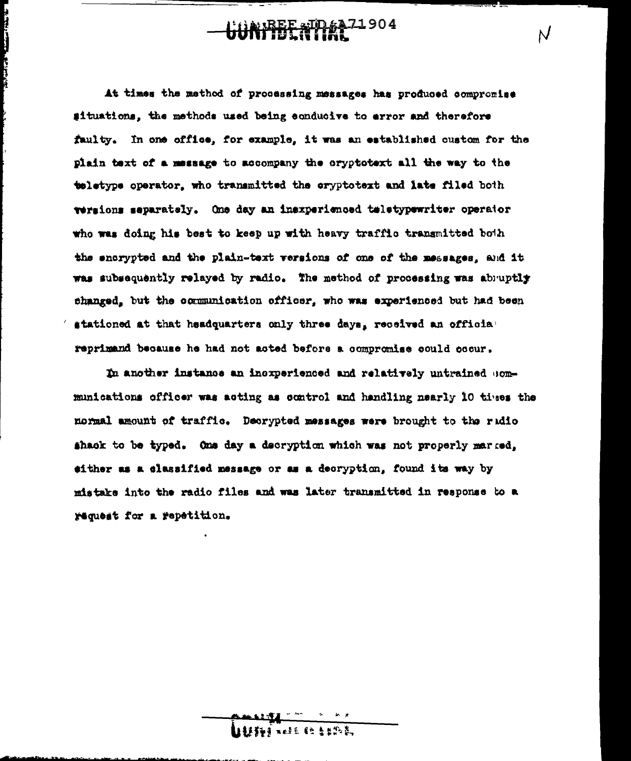At times the method of processing messages has produced compromise situations, the methods used being conducive to error and therefore faulty. In one office, for example, it was an established custom for the plain text of a message to accompany the cryptotext all the way to the teletype operator, who transmitted the cryptotext and late filed both versions separately. One day an inexperienced teletypewriter operator who was doing his best to keep up with heavy traffic transmitted both the encrypted and the plain-text versions of one of the messages, and it was subsequently relayed by radio. The method of processing was abruptly changed, but the communication officer, who was experienced but had been stationed at that headquarters only three days, received an official reprimand because he had not acted before a compromise could occur.

In another instance an inexperienced and relatively untrained communications officer was acting as control and handling nearly 10 times the normal amount of traffic. Decrypted messages were brought to the radio shack to be typed. One day a decryption which was not properly marked, either as a classified message or as a decryption, found its way by mistake into the radio files and was later transmitted in response to a request for a repetition.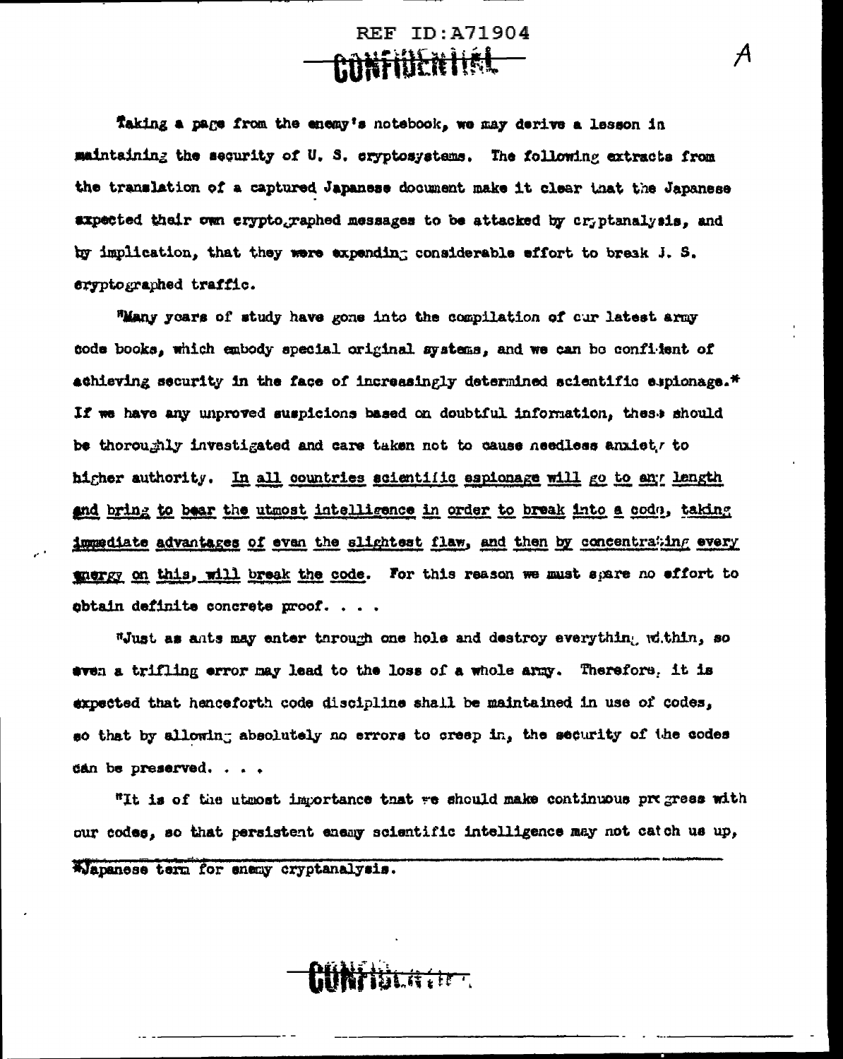Taking a page from the enemy's notebook, we may derive a lesson in maintaining the security of U. S. cryptosystems. The following extracts from the translation of a captured Japanese document make it clear that the Japanese expected their own cryptographed messages to be attacked by cryptanalysis, and by implication, that they were expending considerable effort to break U. S. cryptographed traffic.

"Many years of study have gone into the compilation of our latest army code books, which embody special original systems, and we can be confident of achieving security in the face of increasingly determined scientific espionage.* If we have any unproved suspicions based on doubtful information, these should be thoroughly investigated and care taken not to cause needless anxiety to higher authority. <u>In all countries scientific espionage will go to any length and bring to bear the utmost intelligence in order to break into a code, taking immediate advantages of even the slightest flaw, and then by concentrating every energy on this, will break the code.</u> For this reason we must spare no effort to obtain definite concrete proof. . . .

"Just as ants may enter through one hole and destroy everything within, so even a trifling error may lead to the loss of a whole army. Therefore, it is expected that henceforth code discipline shall be maintained in use of codes, so that by allowing absolutely no errors to creep in, the security of the codes can be preserved. . . .

"It is of the utmost importance that we should make continuous progress with our codes, so that persistent enemy scientific intelligence may not catch us up,

*Japanese term for enemy cryptanalysis.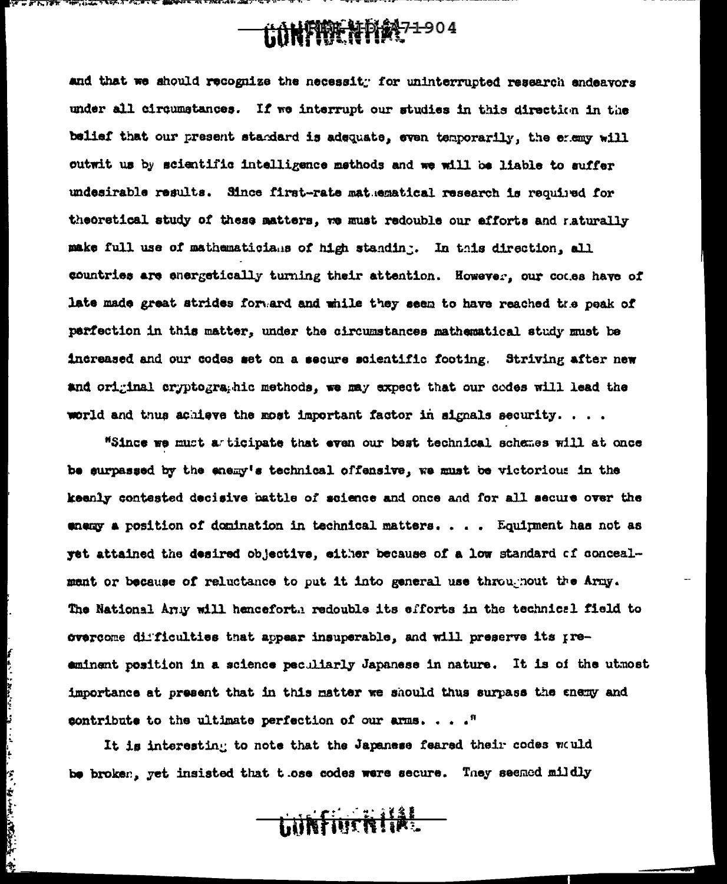and that we should recognize the necessity for uninterrupted research endeavors under all circumstances. If we interrupt our studies in this direction in the belief that our present standard is adequate, even temporarily, the enemy will outwit us by scientific intelligence methods and we will be liable to suffer undesirable results. Since first-rate mathematical research is required for theoretical study of these matters, we must redouble our efforts and naturally make full use of mathematicians of high standing. In this direction, all countries are energetically turning their attention. However, our codes have of late made great strides forward and while they seem to have reached the peak of perfection in this matter, under the circumstances mathematical study must be increased and our codes set on a secure scientific footing. Striving after new and original cryptographic methods, we may expect that our codes will lead the world and thus achieve the most important factor in signals security. . . .

"Since we must anticipate that even our best technical schemes will at once be surpassed by the enemy's technical offensive, we must be victorious in the keenly contested decisive battle of science and once and for all secure over the enemy a position of domination in technical matters. . . . Equipment has not as yet attained the desired objective, either because of a low standard of concealment or because of reluctance to put it into general use throughout the Army. The National Army will henceforth redouble its efforts in the technical field to overcome difficulties that appear insuperable, and will preserve its pre-eminent position in a science peculiarly Japanese in nature. It is of the utmost importance at present that in this matter we should thus surpass the enemy and contribute to the ultimate perfection of our arms. . . ."

It is interesting to note that the Japanese feared their codes would be broken, yet insisted that those codes were secure. They seemed mildly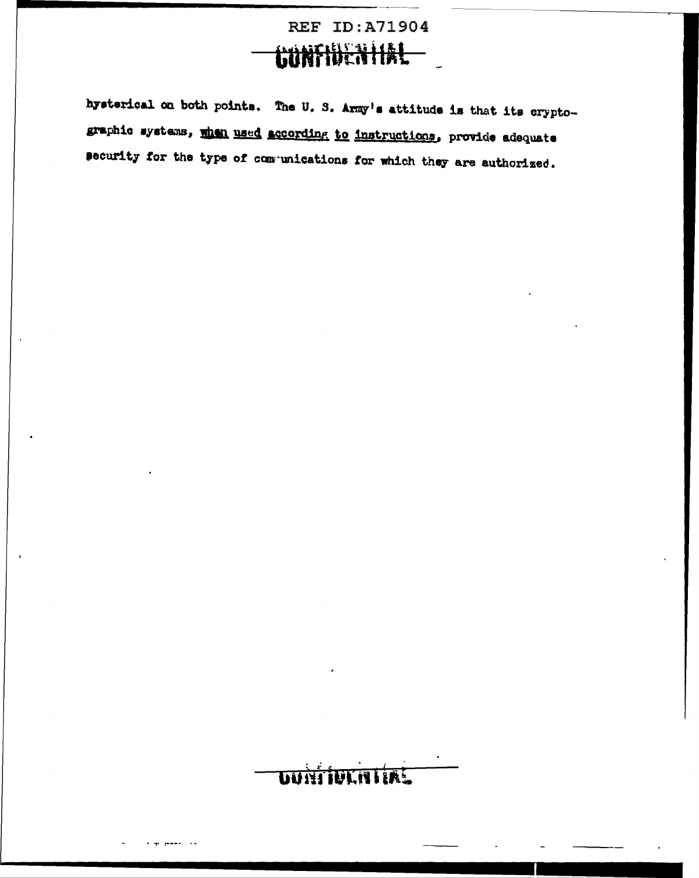hysterical on both points. The U. S. Army's attitude is that its cryptographic systems, <u>when used according to instructions</u>, provide adequate security for the type of communications for which they are authorized.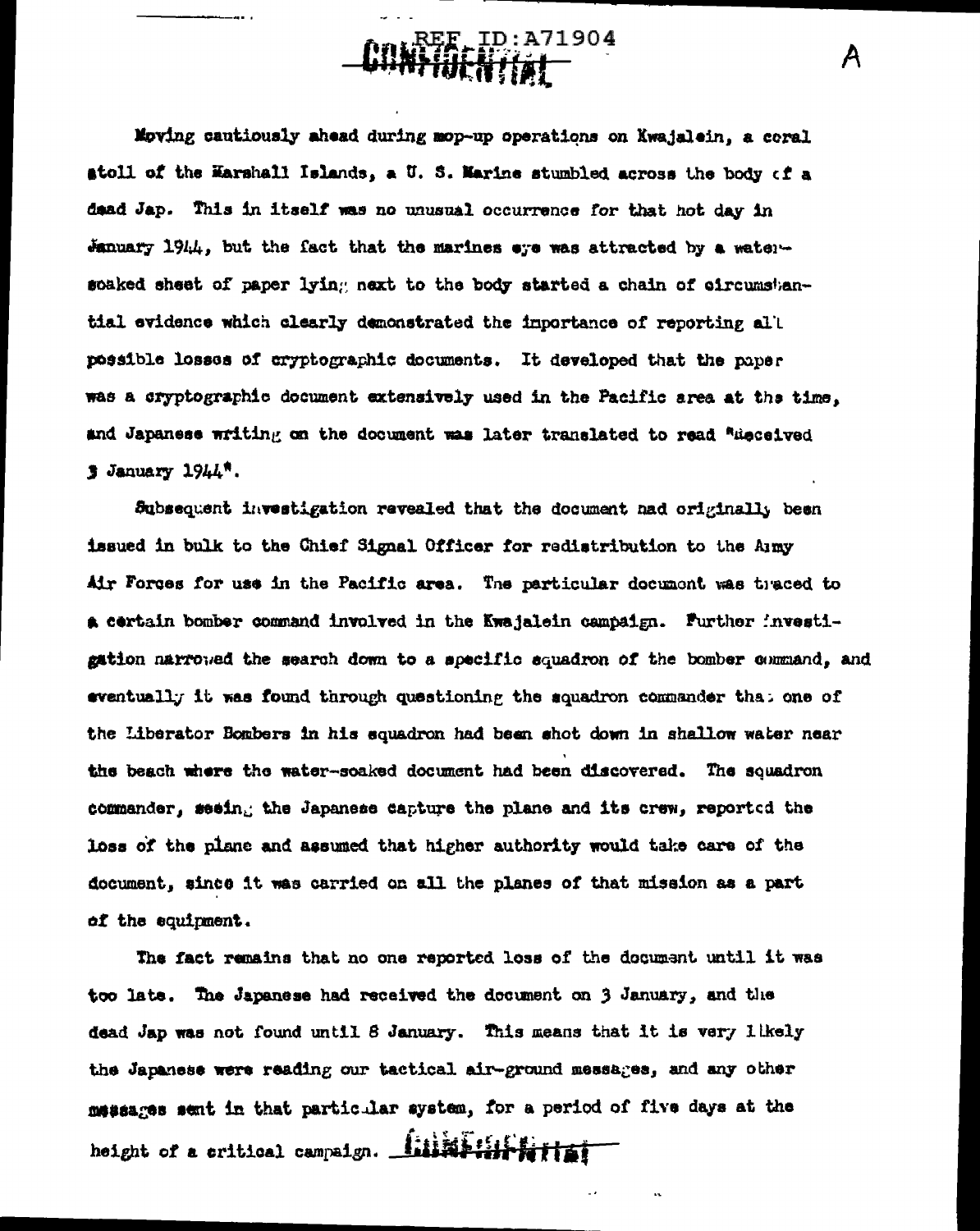Moving cautiously ahead during mop-up operations on Kwajalein, a coral atoll of the Marshall Islands, a U. S. Marine stumbled across the body of a dead Jap. This in itself was no unusual occurrence for that hot day in January 1944, but the fact that the marines eye was attracted by a water-soaked sheet of paper lying next to the body started a chain of circumstantial evidence which clearly demonstrated the importance of reporting all possible losses of cryptographic documents. It developed that the paper was a cryptographic document extensively used in the Pacific area at the time, and Japanese writing on the document was later translated to read "Received 3 January 1944".

Subsequent investigation revealed that the document had originally been issued in bulk to the Chief Signal Officer for redistribution to the Army Air Forces for use in the Pacific area. The particular document was traced to a certain bomber command involved in the Kwajalein campaign. Further investigation narrowed the search down to a specific squadron of the bomber command, and eventually it was found through questioning the squadron commander that one of the Liberator Bombers in his squadron had been shot down in shallow water near the beach where the water-soaked document had been discovered. The squadron commander, seeing the Japanese capture the plane and its crew, reported the loss of the plane and assumed that higher authority would take care of the document, since it was carried on all the planes of that mission as a part of the equipment.

The fact remains that no one reported loss of the document until it was too late. The Japanese had received the document on 3 January, and the dead Jap was not found until 8 January. This means that it is very likely the Japanese were reading our tactical air-ground messages, and any other messages sent in that particular system, for a period of five days at the height of a critical campaign.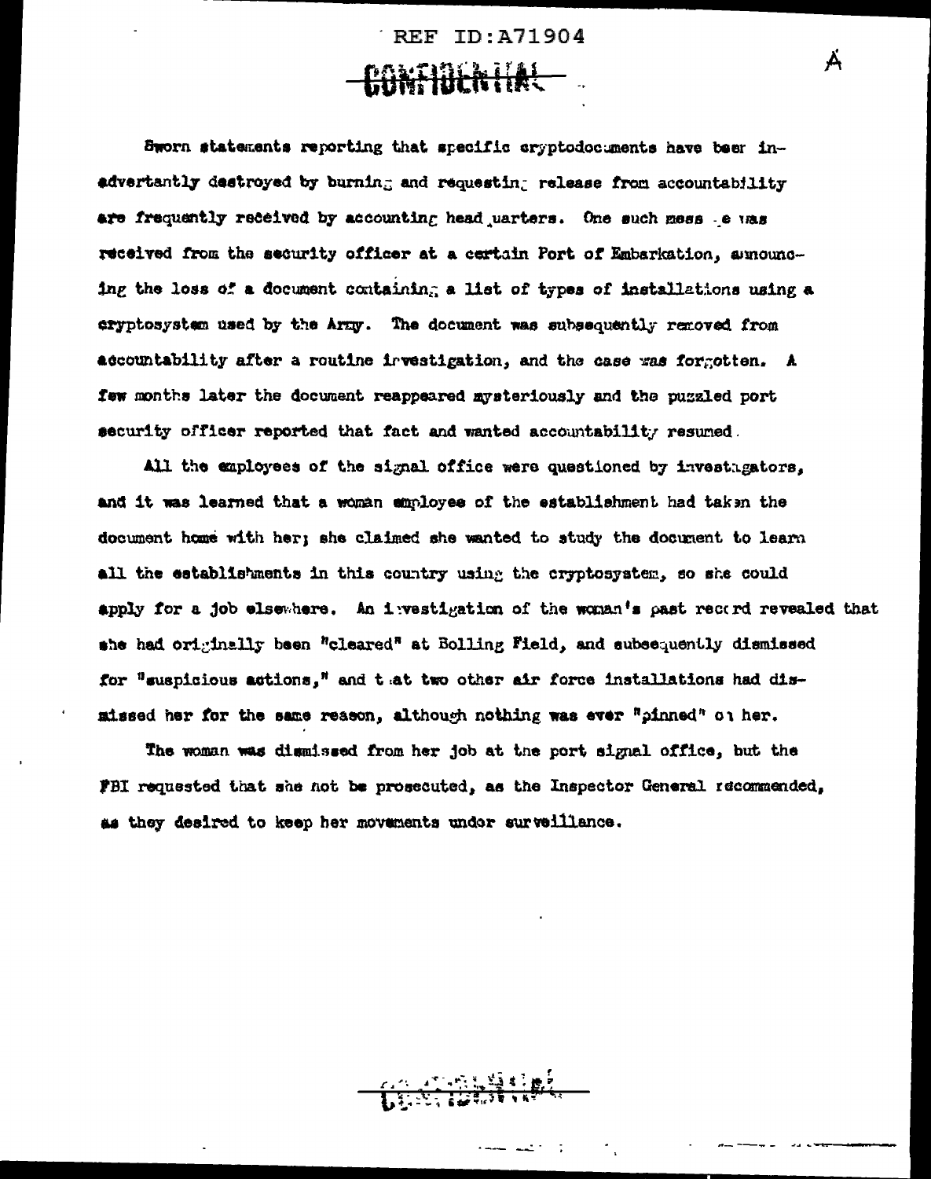Sworn statements reporting that specific cryptodocuments have been inadvertently destroyed by burning and requesting release from accountability are frequently received by accounting headquarters. One such message was received from the security officer at a certain Port of Embarkation, announcing the loss of a document containing a list of types of installations using a cryptosystem used by the Army. The document was subsequently removed from accountability after a routine investigation, and the case was forgotten. A few months later the document reappeared mysteriously and the puzzled port security officer reported that fact and wanted accountability resumed.

All the employees of the signal office were questioned by investigators, and it was learned that a woman employee of the establishment had taken the document home with her; she claimed she wanted to study the document to learn all the establishments in this country using the cryptosystem, so she could apply for a job elsewhere. An investigation of the woman's past record revealed that she had originally been "cleared" at Bolling Field, and subsequently dismissed for "suspicious actions," and that two other air force installations had dismissed her for the same reason, although nothing was ever "pinned" on her.

The woman was dismissed from her job at the port signal office, but the FBI requested that she not be prosecuted, as the Inspector General recommended, as they desired to keep her movements under surveillance.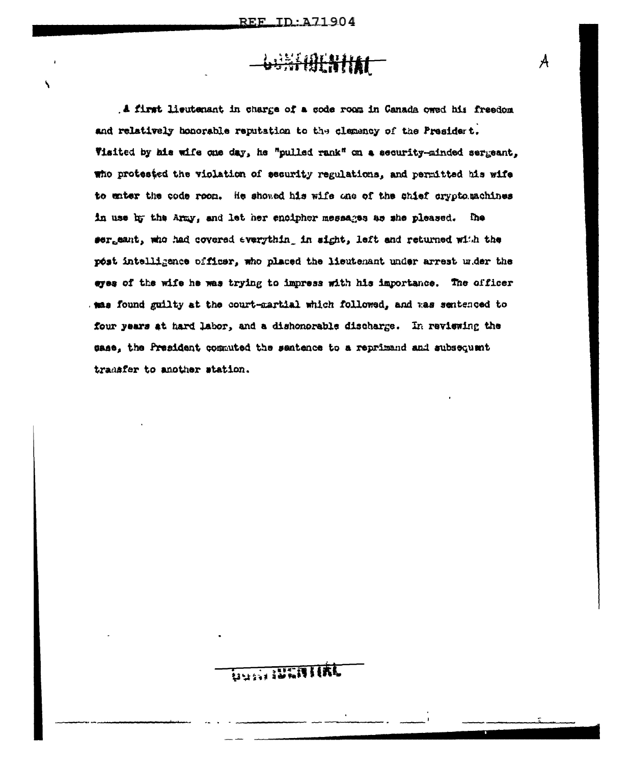A first lieutenant in charge of a code room in Canada owed his freedom and relatively honorable reputation to the clemency of the President. Visited by his wife one day, he "pulled rank" on a security-minded sergeant, who protested the violation of security regulations, and permitted his wife to enter the code room. He showed his wife one of the chief cryptomachines in use by the Army, and let her encipher messages as she pleased. The sergeant, who had covered everything in sight, left and returned with the post intelligence officer, who placed the lieutenant under arrest under the eyes of the wife he was trying to impress with his importance. The officer was found guilty at the court-martial which followed, and was sentenced to four years at hard labor, and a dishonorable discharge. In reviewing the case, the President commuted the sentence to a reprimand and subsequent transfer to another station.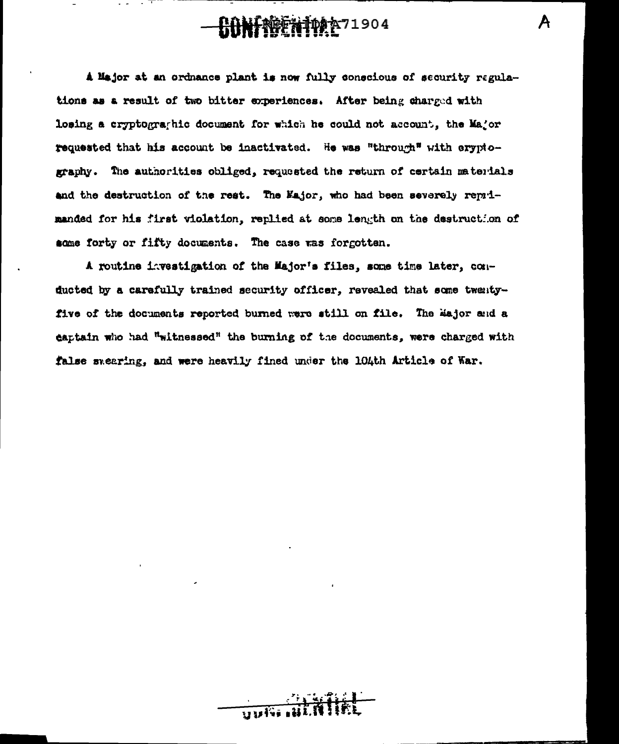A Major at an ordnance plant is now fully conscious of security regulations as a result of two bitter experiences. After being charged with losing a cryptographic document for which he could not account, the Major requested that his account be inactivated. He was "through" with cryptography. The authorities obliged, requested the return of certain materials and the destruction of the rest. The Major, who had been severely reprimanded for his first violation, replied at some length on the destruction of some forty or fifty documents. The case was forgotten.

A routine investigation of the Major's files, some time later, conducted by a carefully trained security officer, revealed that some twenty-five of the documents reported burned were still on file. The Major and a captain who had "witnessed" the burning of the documents, were charged with false swearing, and were heavily fined under the 104th Article of War.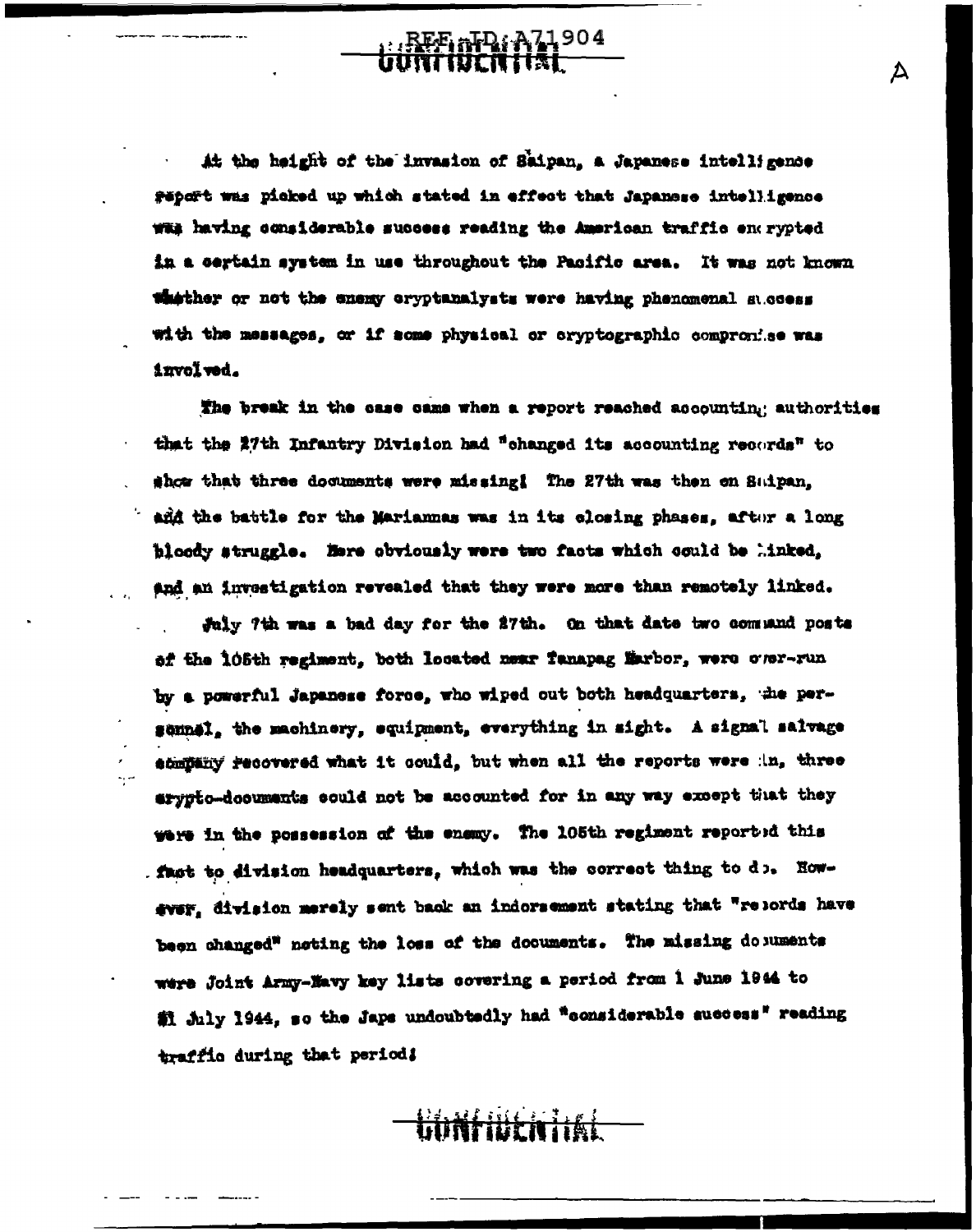At the height of the invasion of Saipan, a Japanese intelligence report was picked up which stated in effect that Japanese intelligence was having considerable success reading the American traffic encrypted in a certain system in use throughout the Pacific area. It was not known whether or not the enemy cryptanalysts were having phenomenal success with the messages, or if some physical or cryptographic compromise was involved.

The break in the case came when a report reached accounting authorities that the 27th Infantry Division had "changed its accounting records" to show that three documents were missing! The 27th was then on Saipan, and the battle for the Mariannas was in its closing phases, after a long bloody struggle. Here obviously were two facts which could be linked, and an investigation revealed that they were more than remotely linked.

July 7th was a bad day for the 27th. On that date two command posts of the 105th regiment, both located near Tanapag Harbor, were over-run by a powerful Japanese force, who wiped out both headquarters, the personnel, the machinery, equipment, everything in sight. A signal salvage company recovered what it could, but when all the reports were in, three crypto-documents could not be accounted for in any way except that they were in the possession of the enemy. The 105th regiment reported this fact to division headquarters, which was the correct thing to do. However, division merely sent back an indorsement stating that "records have been changed" noting the loss of the documents. The missing documents were Joint Army-Navy key lists covering a period from 1 June 1944 to 31 July 1944, so the Japs undoubtedly had "considerable success" reading traffic during that period!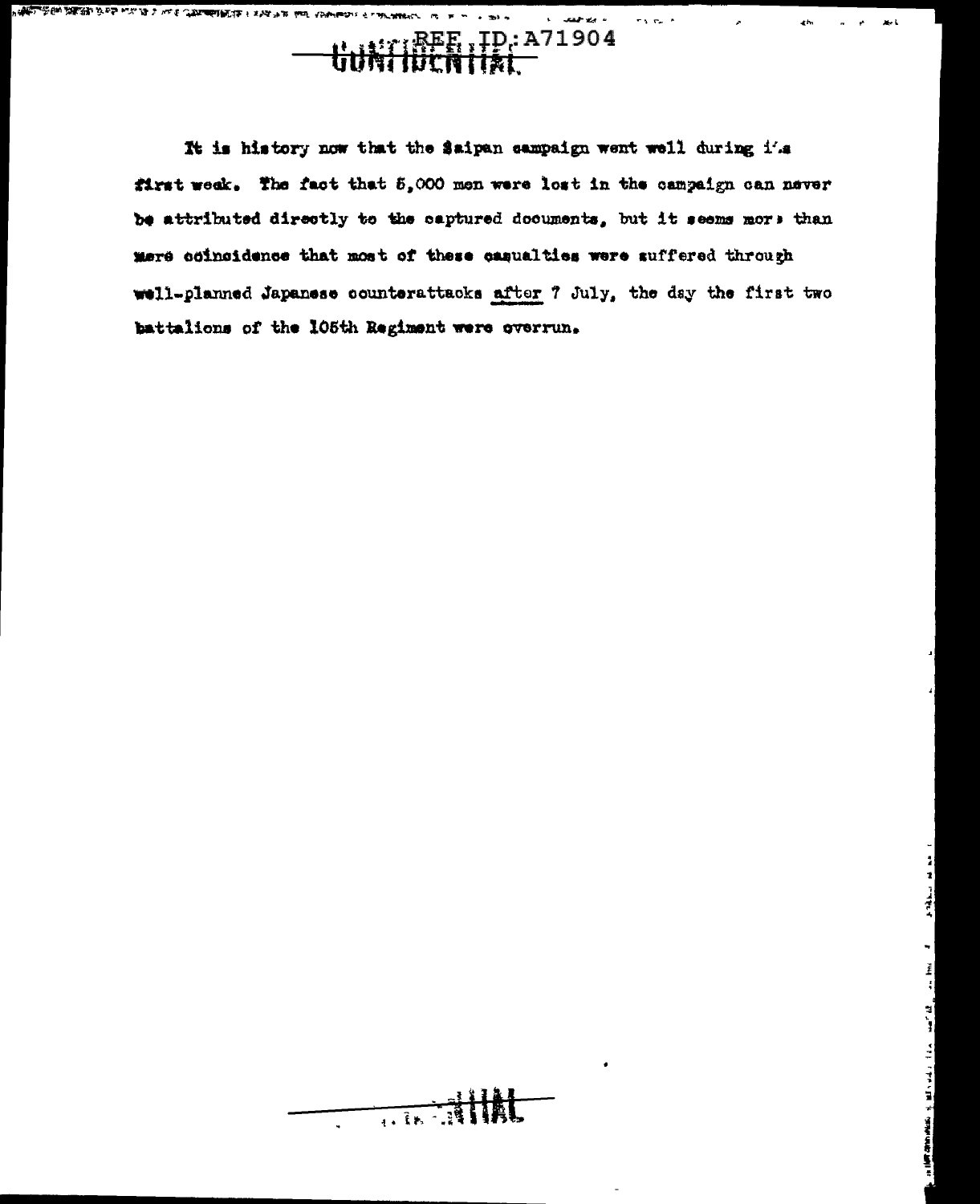It is history now that the Saipan campaign went well during its first week. The fact that 5,000 men were lost in the campaign can never be attributed directly to the captured documents, but it seems more than mere coincidence that most of these casualties were suffered through well-planned Japanese counterattacks after 7 July, the day the first two battalions of the 105th Regiment were overrun.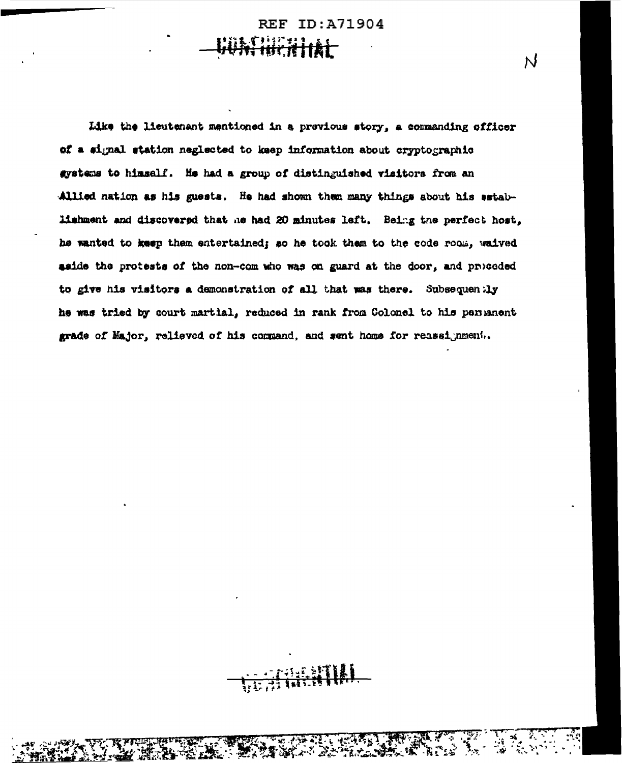Like the lieutenant mentioned in a previous story, a commanding officer of a signal station neglected to keep information about cryptographic systems to himself. He had a group of distinguished visitors from an Allied nation as his guests. He had shown them many things about his establishment and discovered that he had 20 minutes left. Being the perfect host, he wanted to keep them entertained; so he took them to the code room, waived aside the protests of the non-com who was on guard at the door, and proceeded to give his visitors a demonstration of all that was there. Subsequently he was tried by court martial, reduced in rank from Colonel to his permanent grade of Major, relieved of his command, and sent home for reassignment.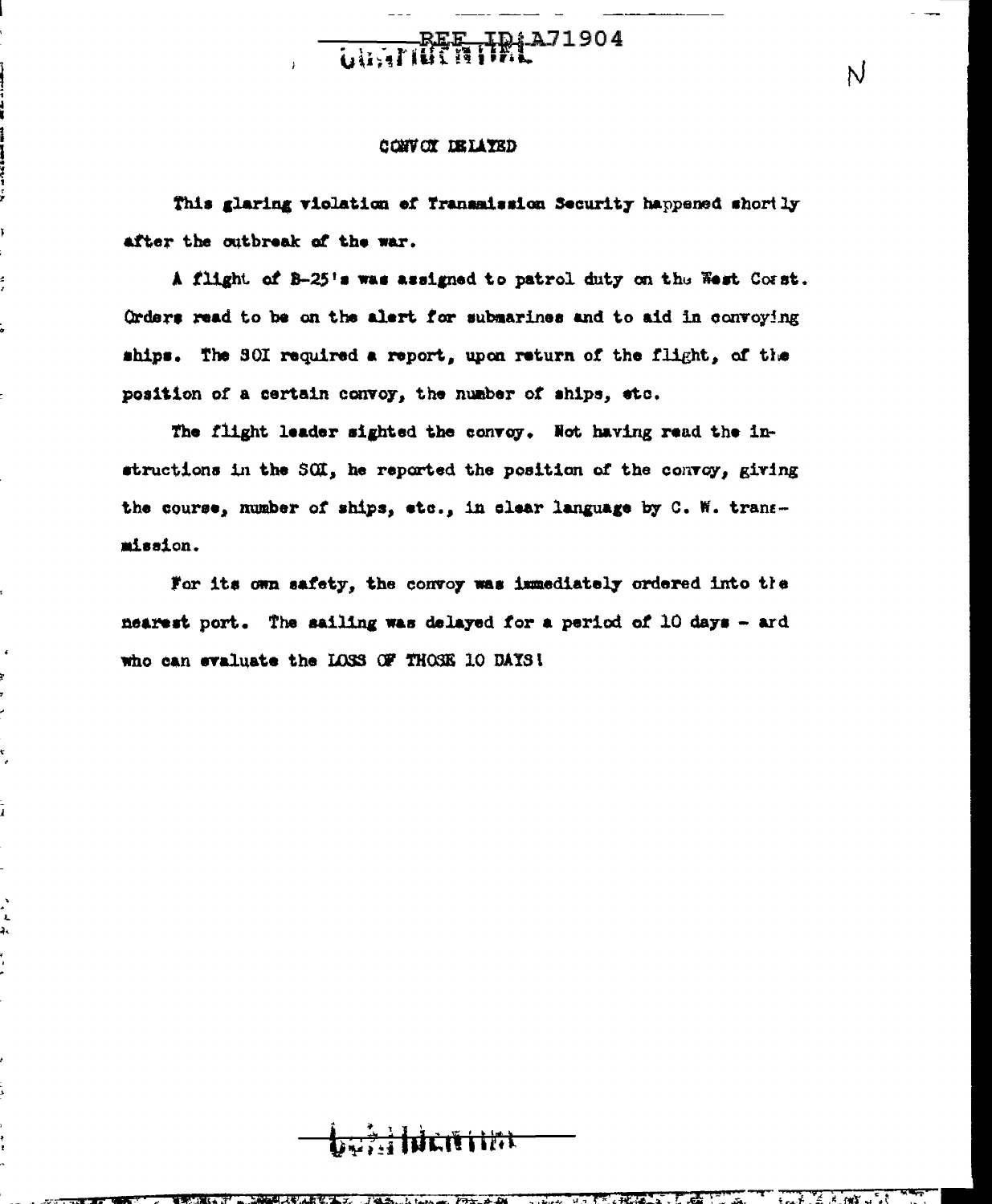## CONVOY DELAYED

This glaring violation of Transmission Security happened shortly after the outbreak of the war.

A flight of B-25's was assigned to patrol duty on the West Coast. Orders read to be on the alert for submarines and to aid in convoying ships. The SOI required a report, upon return of the flight, of the position of a certain convoy, the number of ships, etc.

The flight leader sighted the convoy. Not having read the instructions in the SOI, he reported the position of the convoy, giving the course, number of ships, etc., in clear language by C. W. transmission.

For its own safety, the convoy was immediately ordered into the nearest port. The sailing was delayed for a period of 10 days - and who can evaluate the LOSS OF THOSE 10 DAYS!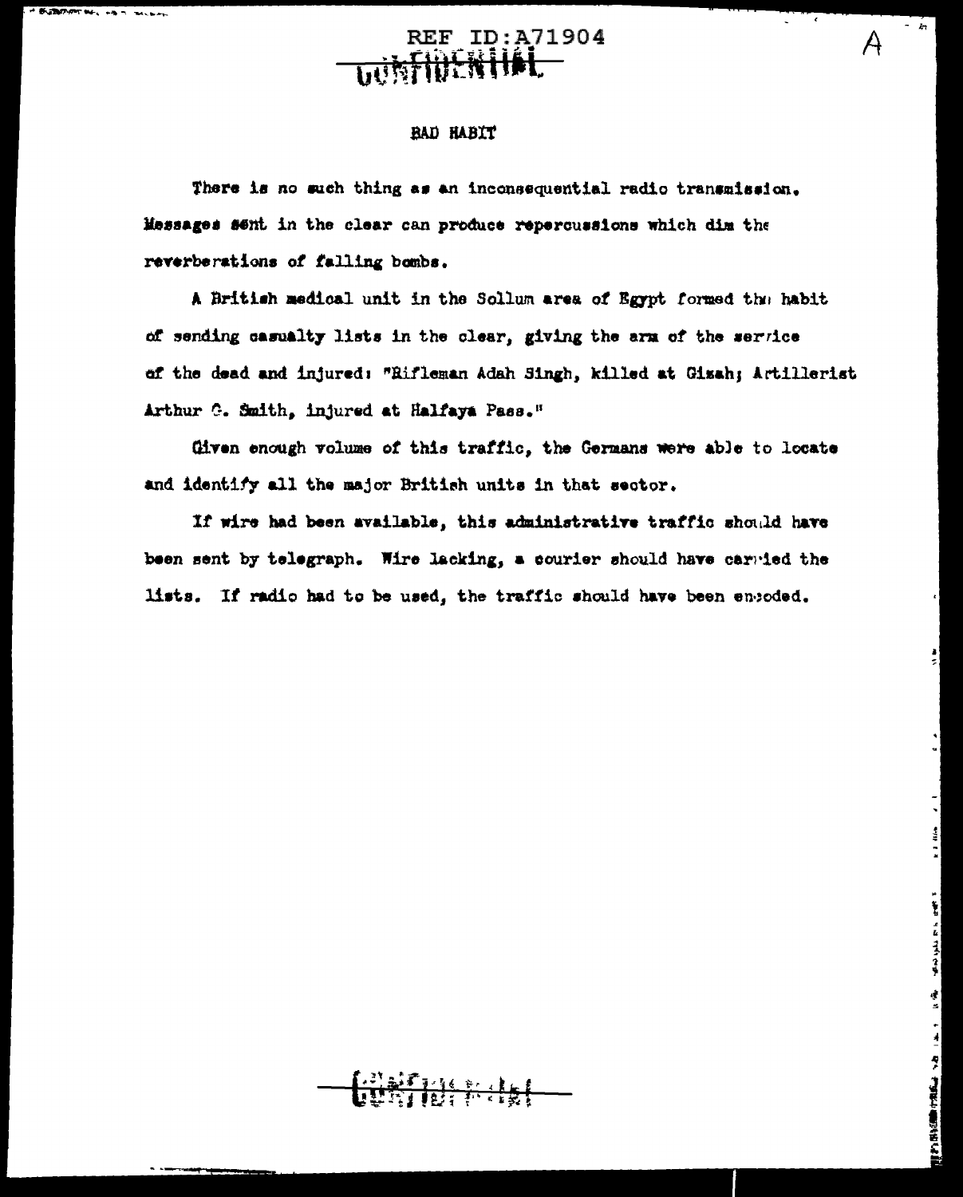# BAD HABIT

There is no such thing as an inconsequential radio transmission. Messages sent in the clear can produce repercussions which dim the reverberations of falling bombs.

A British medical unit in the Sollum area of Egypt formed the habit of sending casualty lists in the clear, giving the arm of the service of the dead and injured: "Rifleman Adah Singh, killed at Gizah; Artillerist Arthur G. Smith, injured at Halfaya Pass."

Given enough volume of this traffic, the Germans were able to locate and identify all the major British units in that sector.

If wire had been available, this administrative traffic should have been sent by telegraph. Wire lacking, a courier should have carried the lists. If radio had to be used, the traffic should have been encoded.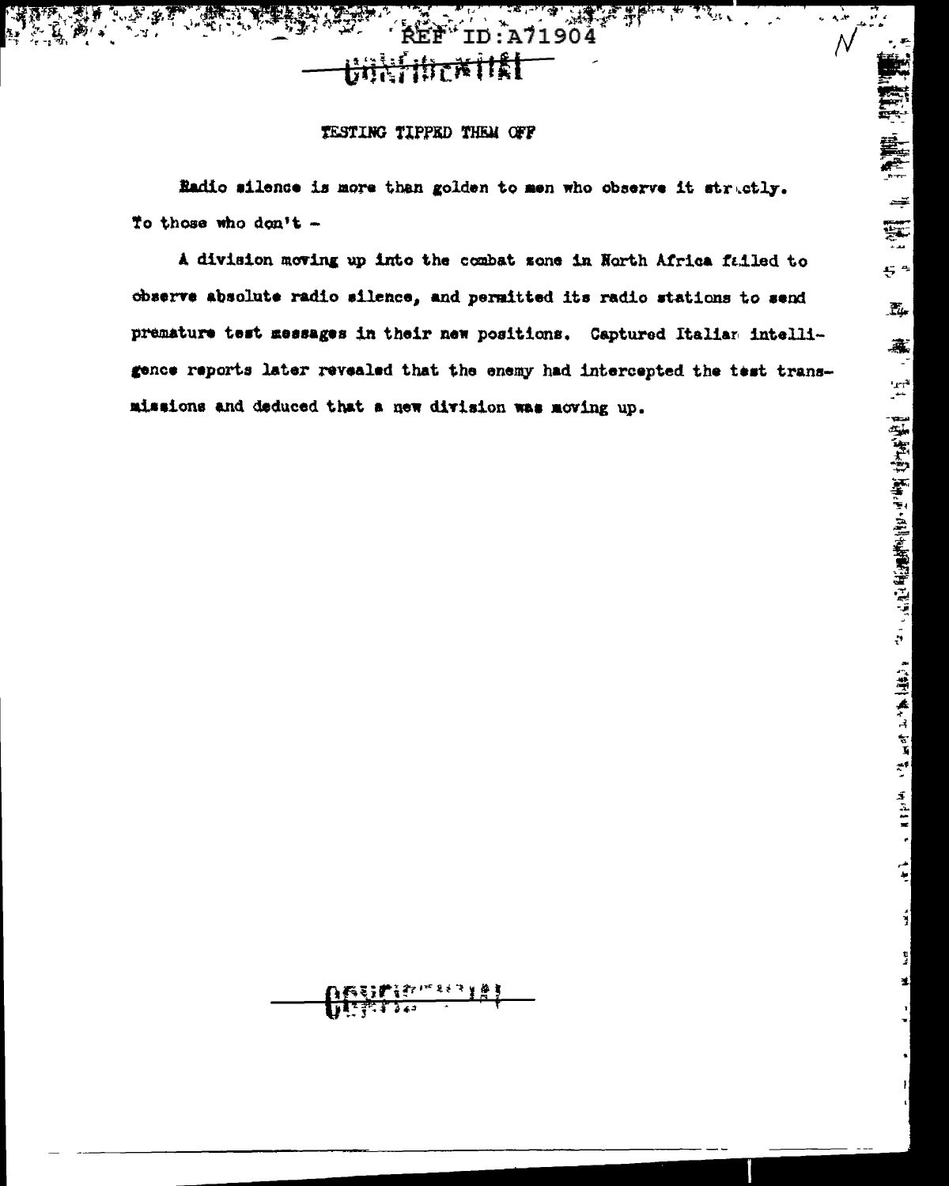## TESTING TIPPED THEM OFF

Radio silence is more than golden to men who observe it strictly. To those who don't -

A division moving up into the combat zone in North Africa failed to observe absolute radio silence, and permitted its radio stations to send premature test messages in their new positions. Captured Italian intelligence reports later revealed that the enemy had intercepted the test transmissions and deduced that a new division was moving up.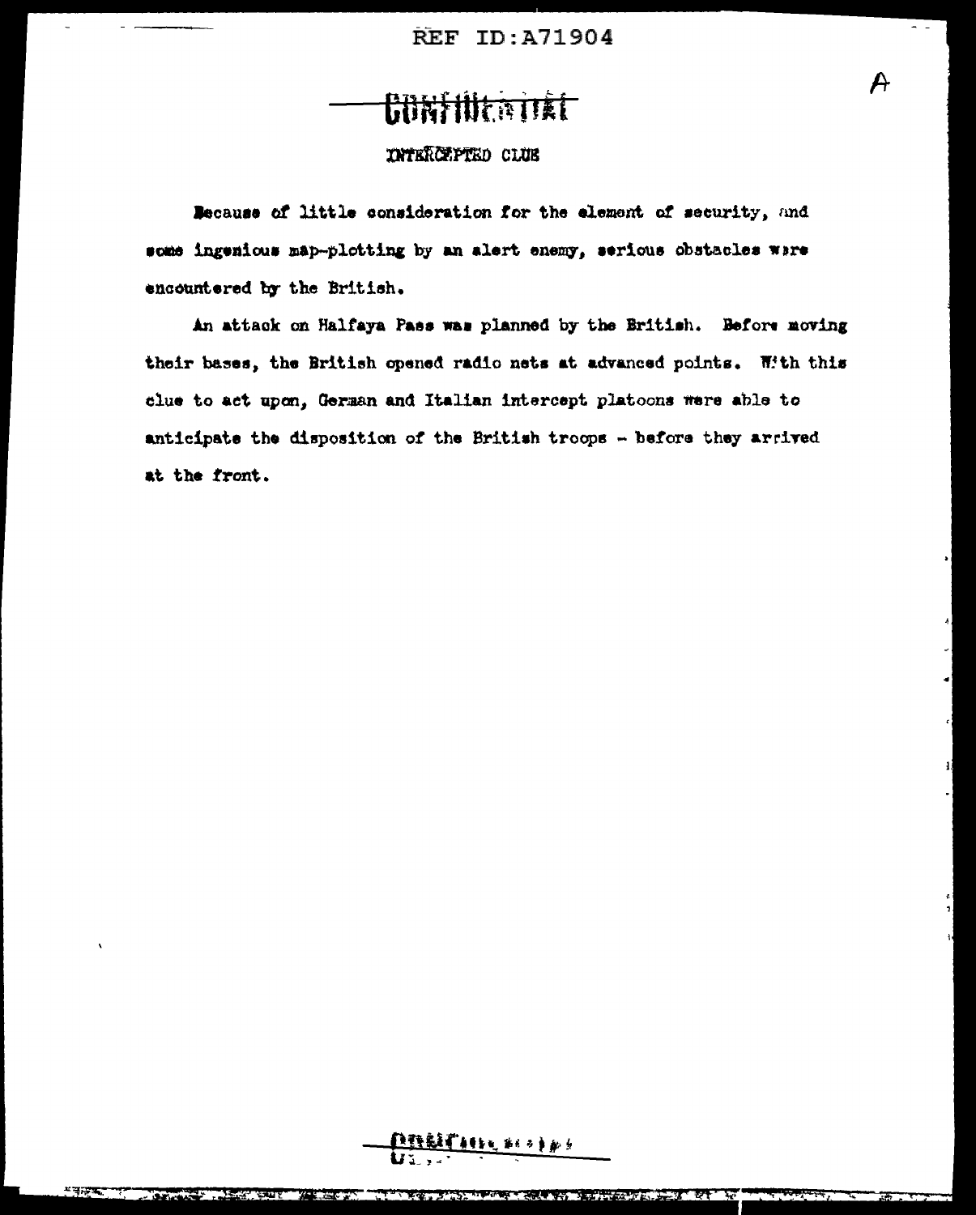CONFIDENTIAL

## INTERCEPTED CLUE

Because of little consideration for the element of security, and some ingenious map-plotting by an alert enemy, serious obstacles were encountered by the British.

An attack on Halfaya Pass was planned by the British. Before moving their bases, the British opened radio nets at advanced points. With this clue to act upon, German and Italian intercept platoons were able to anticipate the disposition of the British troops - before they arrived at the front.

CONFIDENTIAL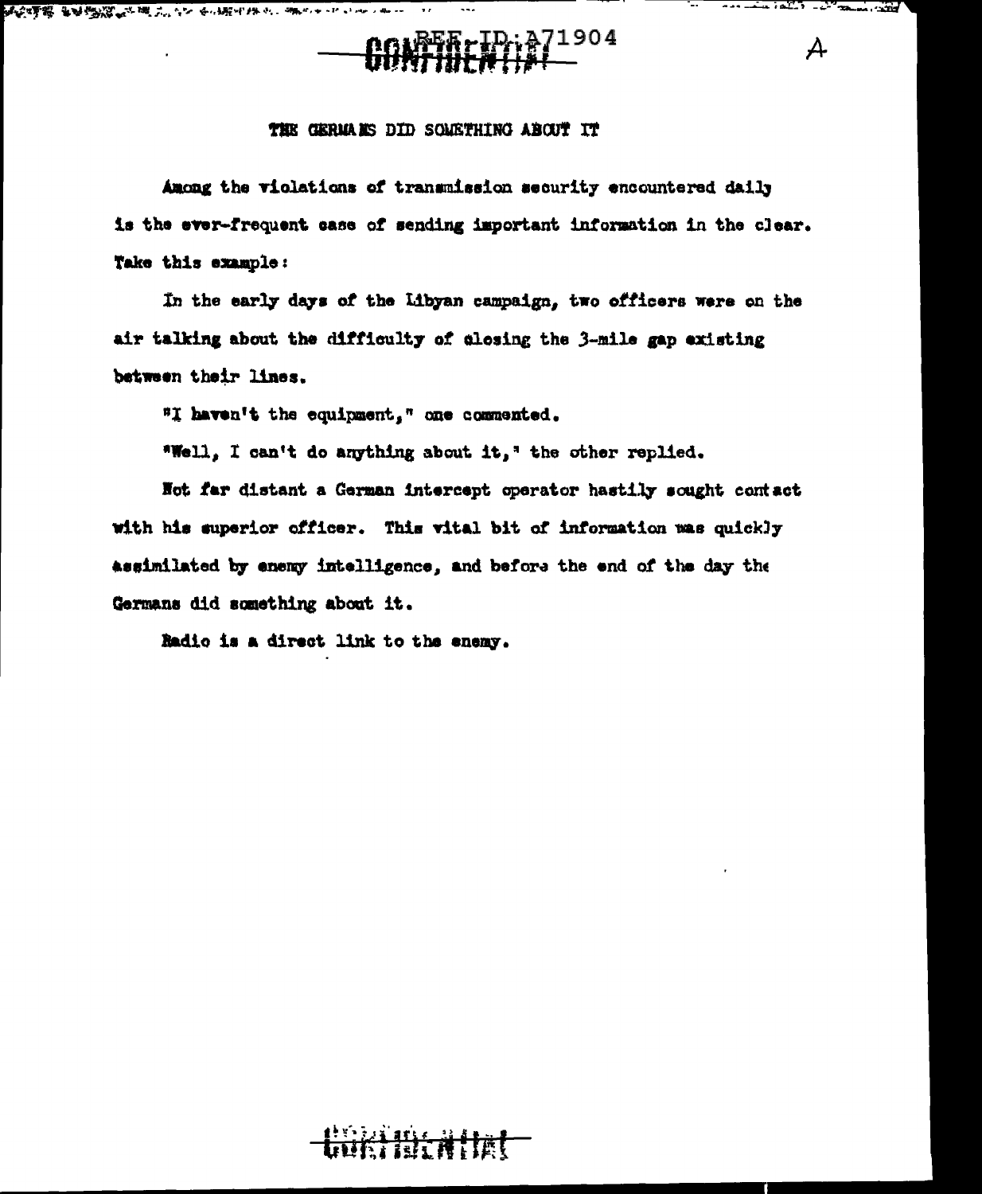## THE GERMANS DID SOMETHING ABOUT IT

Among the violations of transmission security encountered daily is the ever-frequent case of sending important information in the clear. Take this example:

In the early days of the Libyan campaign, two officers were on the air talking about the difficulty of closing the 3-mile gap existing between their lines.

"I haven't the equipment," one commented.

"Well, I can't do anything about it," the other replied.

Not far distant a German intercept operator hastily sought contact with his superior officer. This vital bit of information was quickly assimilated by enemy intelligence, and before the end of the day the Germans did something about it.

Radio is a direct link to the enemy.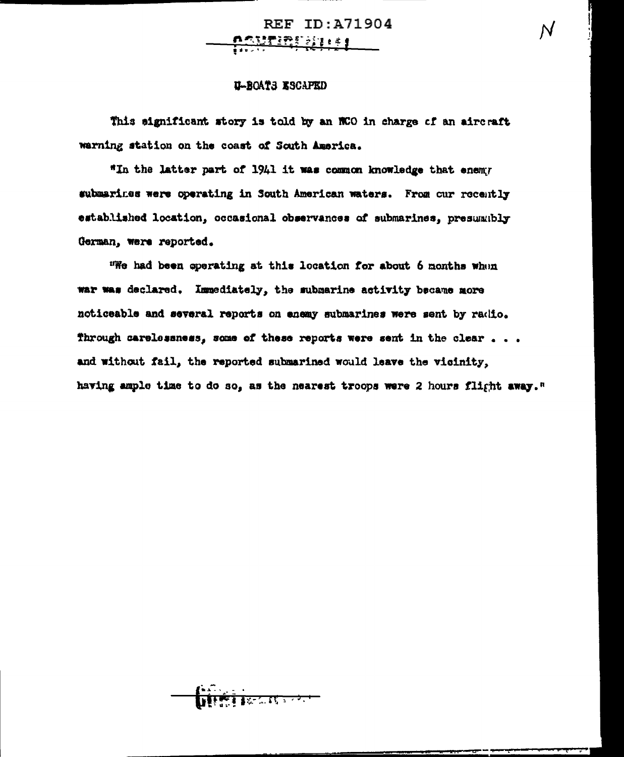## U-BOATS ESCAPED

This significant story is told by an NCO in charge of an aircraft warning station on the coast of South America.

"In the latter part of 1941 it was common knowledge that enemy submarines were operating in South American waters. From our recently established location, occasional observances of submarines, presumably German, were reported.

"We had been operating at this location for about 6 months when war was declared. Immediately, the submarine activity became more noticeable and several reports on enemy submarines were sent by radio. Through carelessness, some of these reports were sent in the clear . . . and without fail, the reported submarined would leave the vicinity, having ample time to do so, as the nearest troops were 2 hours flight away."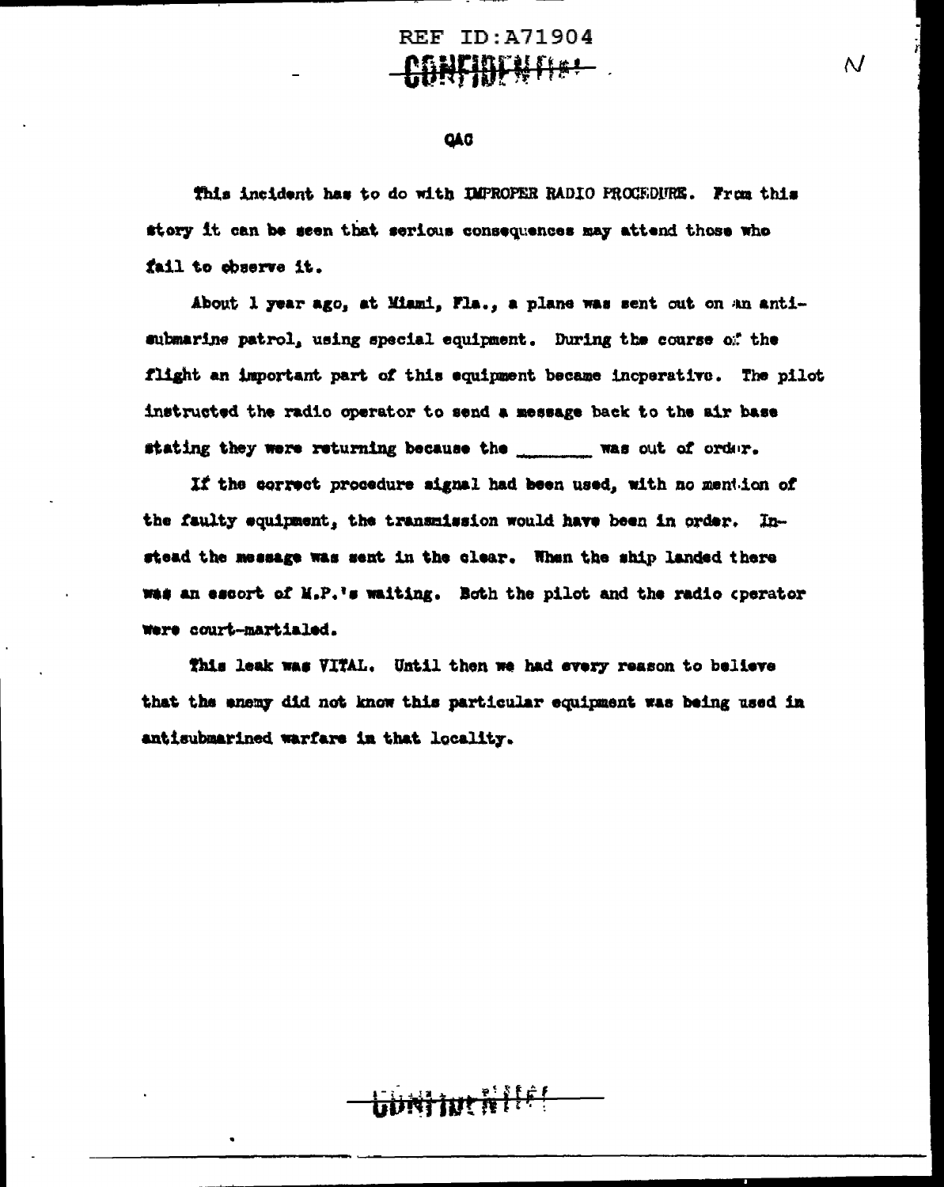QAC

This incident has to do with IMPROPER RADIO PROCEDURE. From this story it can be seen that serious consequences may attend those who fail to observe it.

About 1 year ago, at Miami, Fla., a plane was sent out on an antisubmarine patrol, using special equipment. During the course of the flight an important part of this equipment became inoperative. The pilot instructed the radio operator to send a message back to the air base stating they were returning because the ________ was out of order.

If the correct procedure signal had been used, with no mention of the faulty equipment, the transmission would have been in order. Instead the message was sent in the clear. When the ship landed there was an escort of M.P.'s waiting. Both the pilot and the radio operator were court-martialed.

This leak was VITAL. Until then we had every reason to believe that the enemy did not know this particular equipment was being used in antisubmarined warfare in that locality.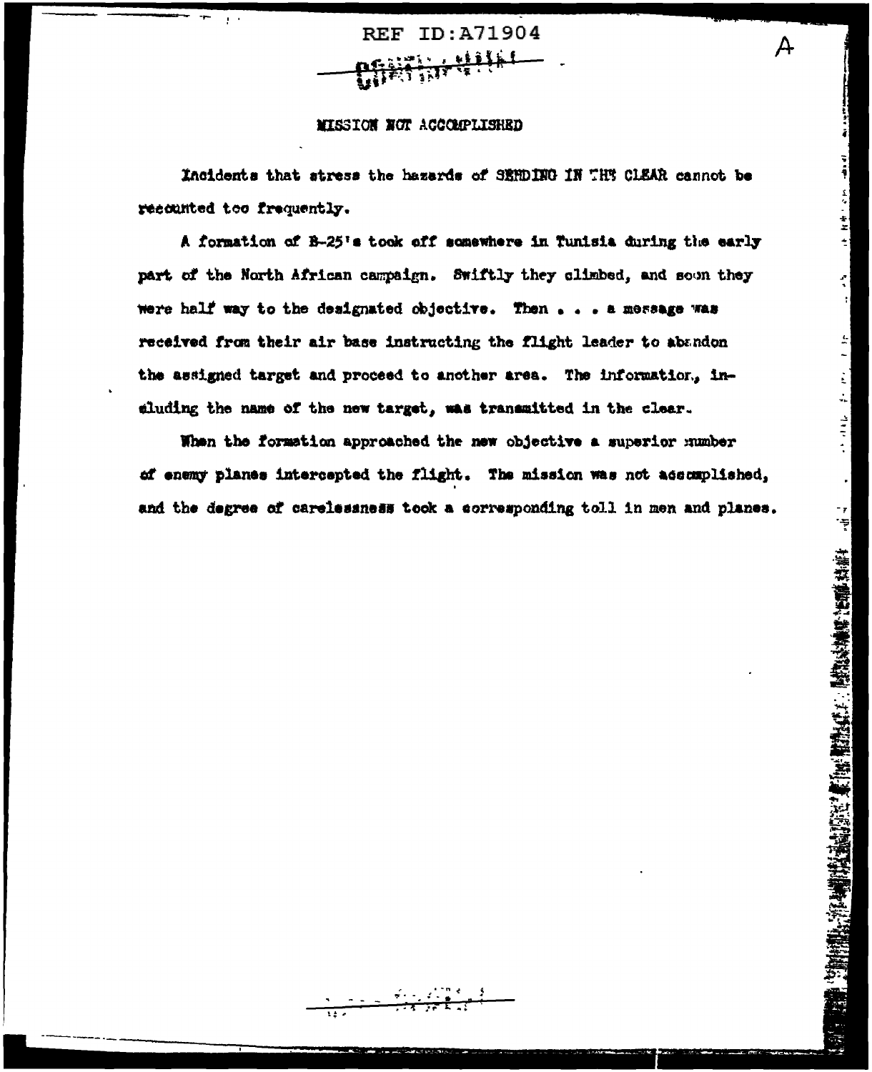# MISSION NOT ACCOMPLISHED

Incidents that stress the hazards of SENDING IN THE CLEAR cannot be recounted too frequently.

A formation of B-25's took off somewhere in Tunisia during the early part of the North African campaign. Swiftly they climbed, and soon they were half way to the designated objective. Then . . . a message was received from their air base instructing the flight leader to abandon the assigned target and proceed to another area. The information, including the name of the new target, was transmitted in the clear.

When the formation approached the new objective a superior number of enemy planes intercepted the flight. The mission was not accomplished, and the degree of carelessness took a corresponding toll in men and planes.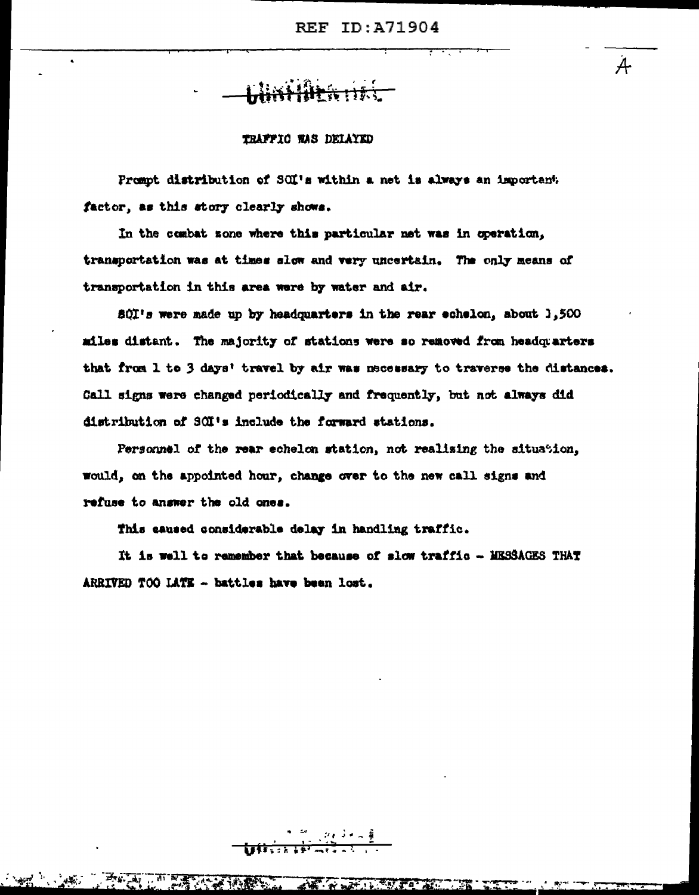## TRAFFIC WAS DELAYED

Prompt distribution of SOI's within a net is always an important factor, as this story clearly shows.

In the combat zone where this particular net was in operation, transportation was at times slow and very uncertain. The only means of transportation in this area were by water and air.

SOI's were made up by headquarters in the rear echelon, about 1,500 miles distant. The majority of stations were so removed from headquarters that from 1 to 3 days' travel by air was necessary to traverse the distances. Call signs were changed periodically and frequently, but not always did distribution of SOI's include the forward stations.

Personnel of the rear echelon station, not realizing the situation, would, on the appointed hour, change over to the new call signs and refuse to answer the old ones.

This caused considerable delay in handling traffic.

It is well to remember that because of slow traffic - MESSAGES THAT ARRIVED TOO LATE - battles have been lost.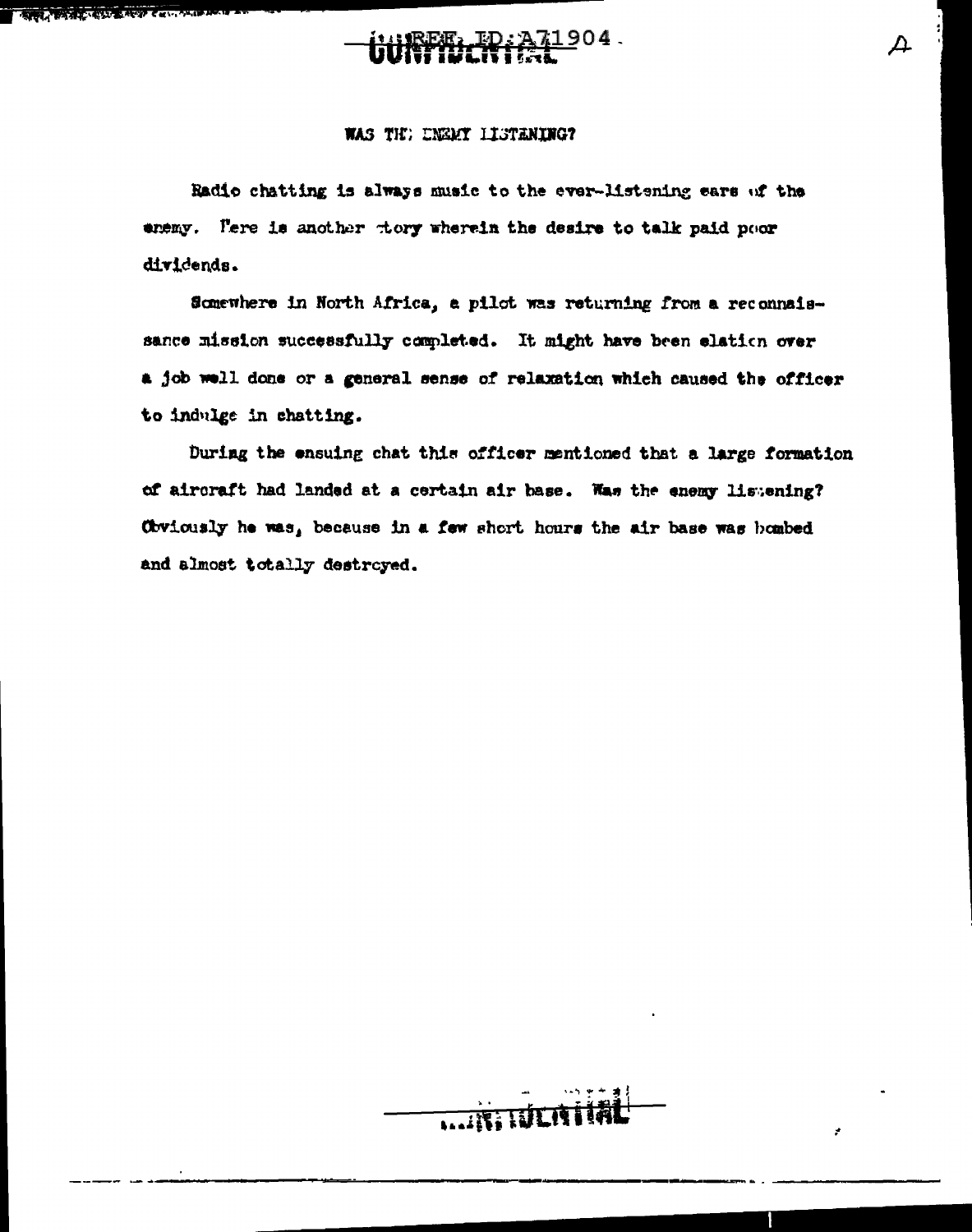REF ID:A71904

CONFIDENTIAL

A

WAS THE ENEMY LISTENING?

Radio chatting is always music to the ever-listening ears of the enemy. Here is another story wherein the desire to talk paid poor dividends.

Somewhere in North Africa, a pilot was returning from a reconnaissance mission successfully completed. It might have been elation over a job well done or a general sense of relaxation which caused the officer to indulge in chatting.

During the ensuing chat this officer mentioned that a large formation of aircraft had landed at a certain air base. Was the enemy listening? Obviously he was, because in a few short hours the air base was bombed and almost totally destroyed.

CONFIDENTIAL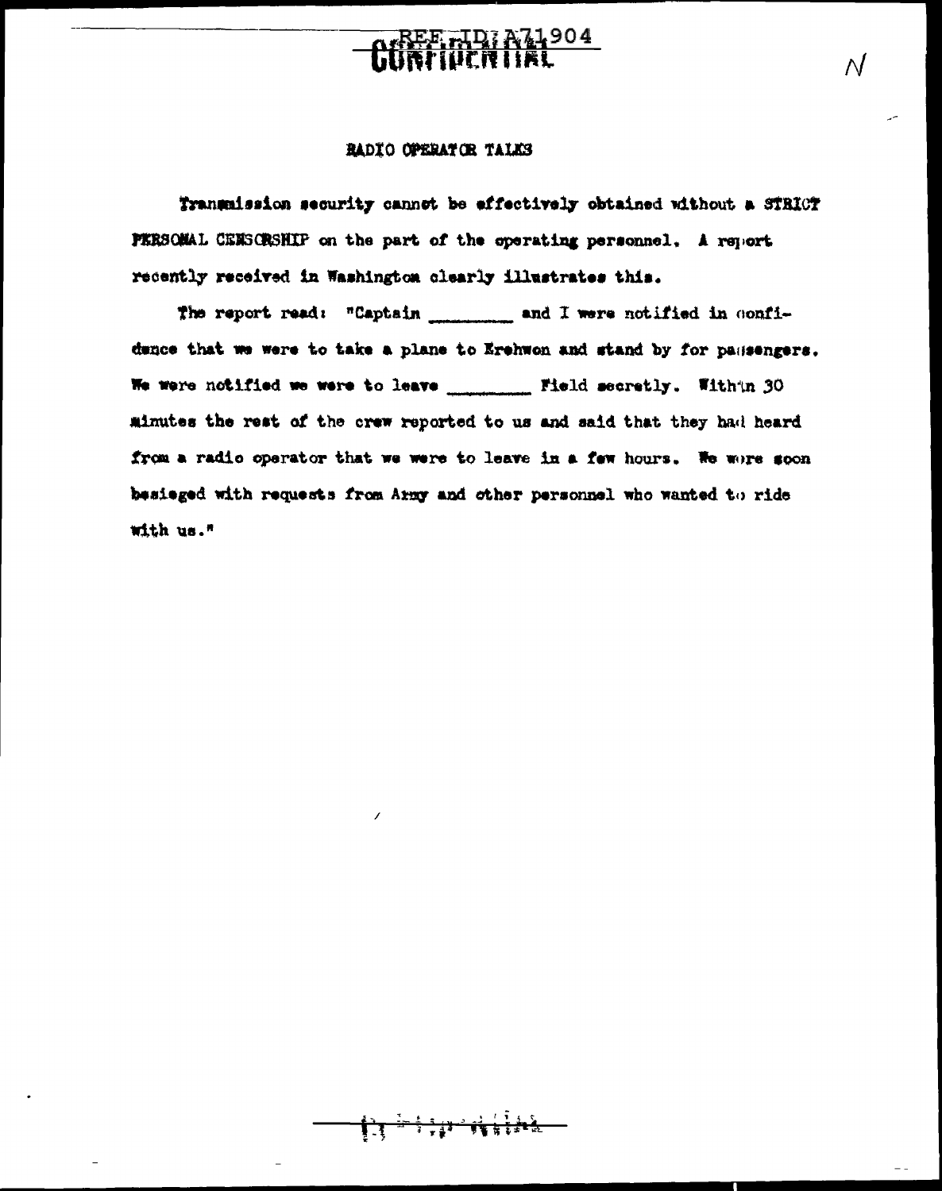## RADIO OPERATOR TALKS

Transmission security cannot be effectively obtained without a STRICT PERSONAL CENSORSHIP on the part of the operating personnel. A report recently received in Washington clearly illustrates this.

The report read: "Captain ________ and I were notified in confidence that we were to take a plane to Erehwon and stand by for passengers. We were notified we were to leave ________ Field secretly. Within 30 minutes the rest of the crew reported to us and said that they had heard from a radio operator that we were to leave in a few hours. We were soon besieged with requests from Army and other personnel who wanted to ride with us."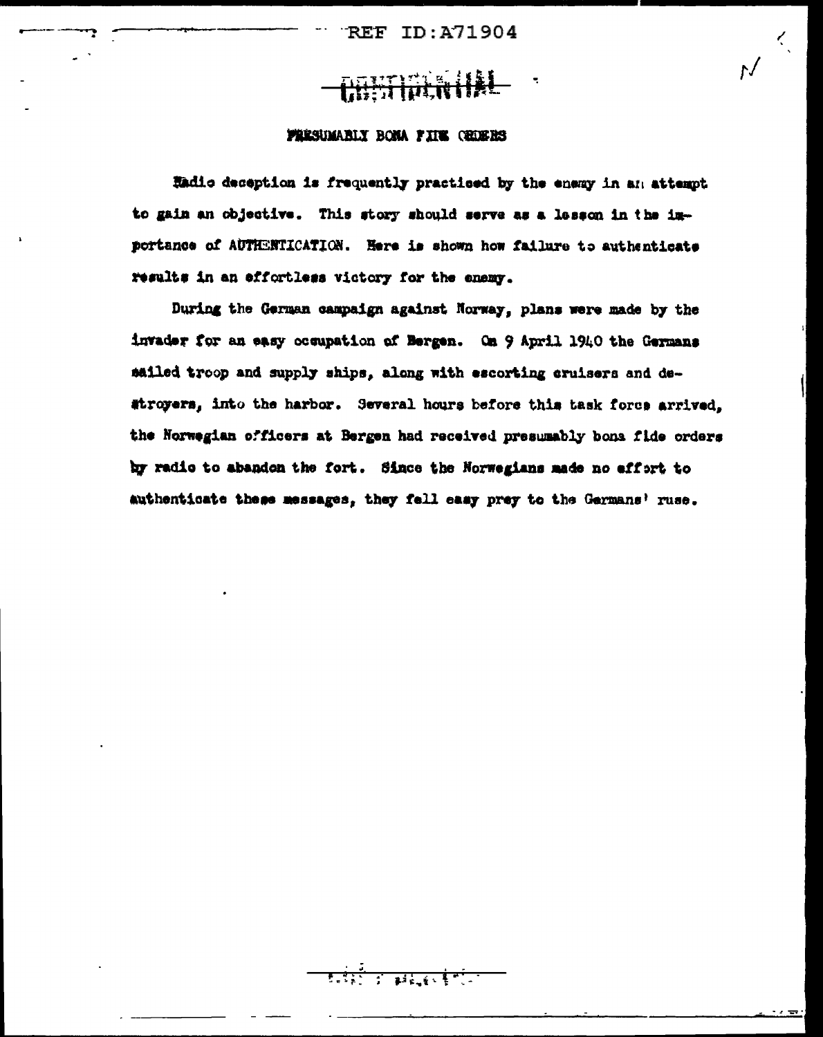CONFIDENTIAL

PRESUMABLY BONA FIDE ORDERS

Radio deception is frequently practiced by the enemy in an attempt to gain an objective. This story should serve as a lesson in the importance of AUTHENTICATION. Here is shown how failure to authenticate results in an effortless victory for the enemy.

During the German campaign against Norway, plans were made by the invader for an easy occupation of Bergen. On 9 April 1940 the Germans sailed troop and supply ships, along with escorting cruisers and destroyers, into the harbor. Several hours before this task force arrived, the Norwegian officers at Bergen had received presumably bona fide orders by radio to abandon the fort. Since the Norwegians made no effort to authenticate these messages, they fell easy prey to the Germans' ruse.